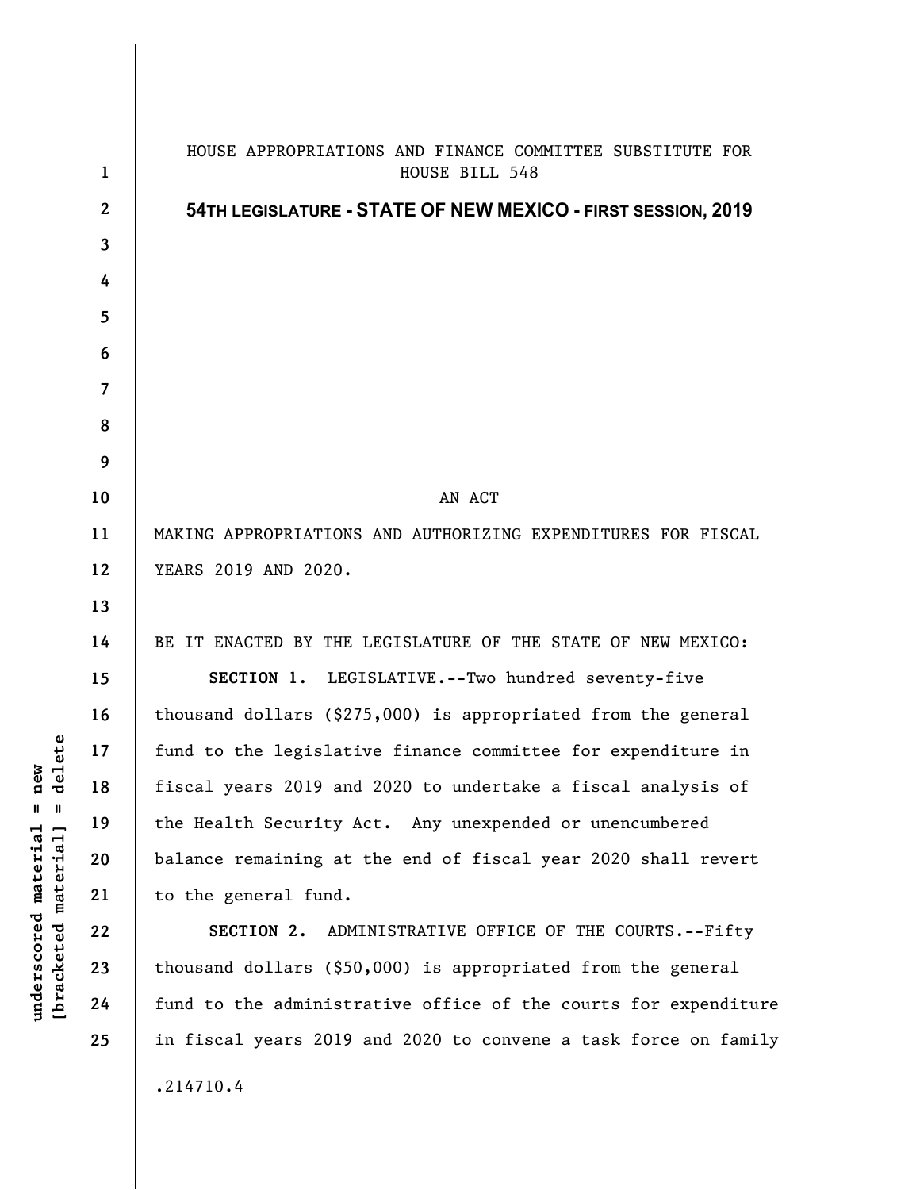HOUSE APPROPRIATIONS AND FINANCE COMMITTEE SUBSTITUTE FOR HOUSE BILL 548

**54TH LEGISLATURE - STATE OF NEW MEXICO - FIRST SESSION, 2019**

AN ACT

MAKING APPROPRIATIONS AND AUTHORIZING EXPENDITURES FOR FISCAL YEARS 2019 AND 2020.

BE IT ENACTED BY THE LEGISLATURE OF THE STATE OF NEW MEXICO:

**SECTION 1.** LEGISLATIVE.--Two hundred seventy-five thousand dollars ($275,000) is appropriated from the general fund to the legislative finance committee for expenditure in fiscal years 2019 and 2020 to undertake a fiscal analysis of the Health Security Act. Any unexpended or unencumbered balance remaining at the end of fiscal year 2020 shall revert to the general fund.

**SECTION 2.** ADMINISTRATIVE OFFICE OF THE COURTS.--Fifty thousand dollars ($50,000) is appropriated from the general fund to the administrative office of the courts for expenditure in fiscal years 2019 and 2020 to convene a task force on family

.214710.4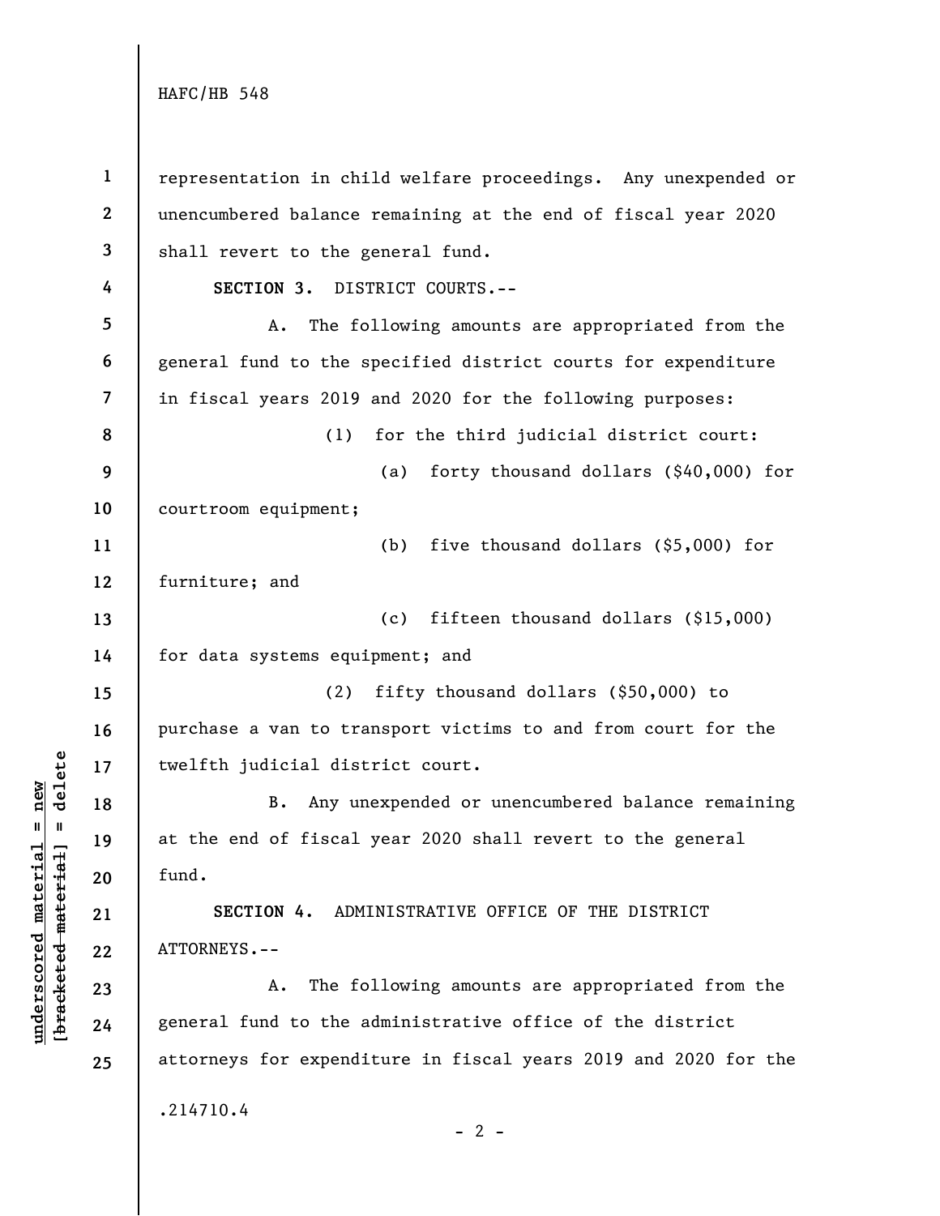representation in child welfare proceedings. Any unexpended or unencumbered balance remaining at the end of fiscal year 2020 shall revert to the general fund.

**SECTION 3.** DISTRICT COURTS.--

A. The following amounts are appropriated from the general fund to the specified district courts for expenditure in fiscal years 2019 and 2020 for the following purposes:

(1) for the third judicial district court:

(a) forty thousand dollars ($40,000) for courtroom equipment;

(b) five thousand dollars ($5,000) for furniture; and

(c) fifteen thousand dollars ($15,000) for data systems equipment; and

(2) fifty thousand dollars ($50,000) to purchase a van to transport victims to and from court for the twelfth judicial district court.

B. Any unexpended or unencumbered balance remaining at the end of fiscal year 2020 shall revert to the general fund.

**SECTION 4.** ADMINISTRATIVE OFFICE OF THE DISTRICT ATTORNEYS.--

A. The following amounts are appropriated from the general fund to the administrative office of the district attorneys for expenditure in fiscal years 2019 and 2020 for the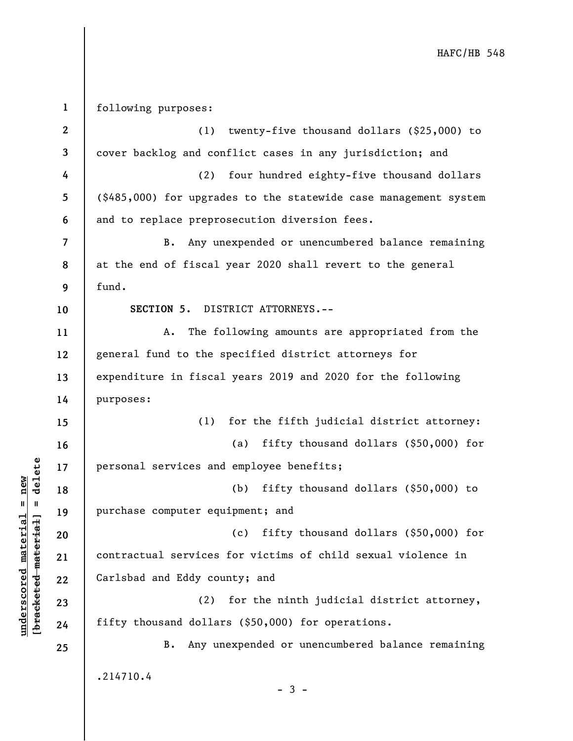following purposes:

(1) twenty-five thousand dollars ($25,000) to cover backlog and conflict cases in any jurisdiction; and

(2) four hundred eighty-five thousand dollars ($485,000) for upgrades to the statewide case management system and to replace preprosecution diversion fees.

B. Any unexpended or unencumbered balance remaining at the end of fiscal year 2020 shall revert to the general fund.

**SECTION 5.** DISTRICT ATTORNEYS.--

A. The following amounts are appropriated from the general fund to the specified district attorneys for expenditure in fiscal years 2019 and 2020 for the following purposes:

(1) for the fifth judicial district attorney:

(a) fifty thousand dollars ($50,000) for personal services and employee benefits;

(b) fifty thousand dollars ($50,000) to purchase computer equipment; and

(c) fifty thousand dollars ($50,000) for contractual services for victims of child sexual violence in Carlsbad and Eddy county; and

(2) for the ninth judicial district attorney, fifty thousand dollars ($50,000) for operations.

B. Any unexpended or unencumbered balance remaining

.214710.4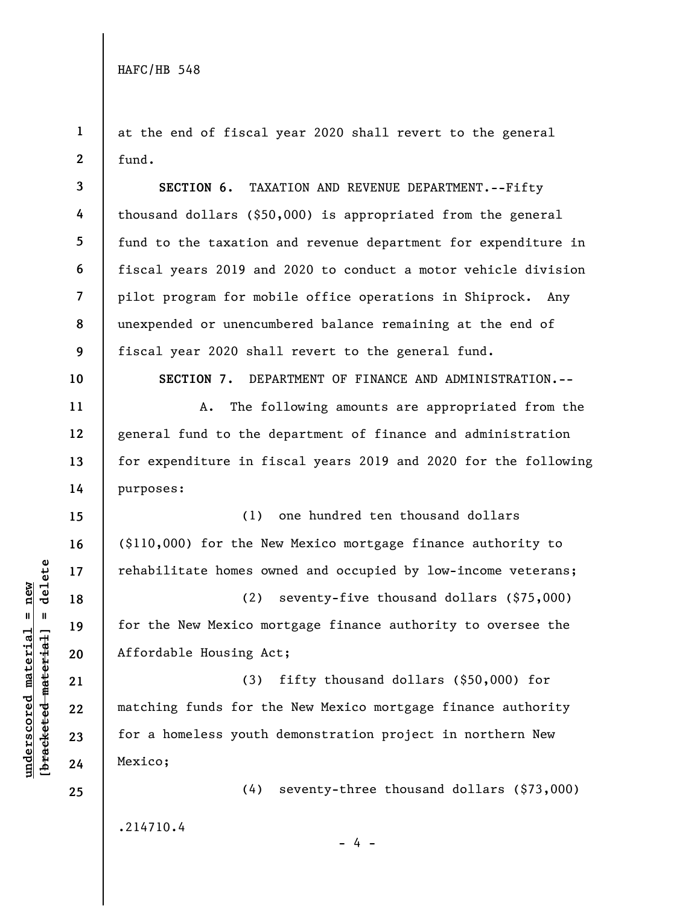at the end of fiscal year 2020 shall revert to the general fund.

**SECTION 6.** TAXATION AND REVENUE DEPARTMENT.--Fifty thousand dollars ($50,000) is appropriated from the general fund to the taxation and revenue department for expenditure in fiscal years 2019 and 2020 to conduct a motor vehicle division pilot program for mobile office operations in Shiprock. Any unexpended or unencumbered balance remaining at the end of fiscal year 2020 shall revert to the general fund.

**SECTION 7.** DEPARTMENT OF FINANCE AND ADMINISTRATION.--

A. The following amounts are appropriated from the general fund to the department of finance and administration for expenditure in fiscal years 2019 and 2020 for the following purposes:

(1) one hundred ten thousand dollars ($110,000) for the New Mexico mortgage finance authority to rehabilitate homes owned and occupied by low-income veterans;

(2) seventy-five thousand dollars ($75,000) for the New Mexico mortgage finance authority to oversee the Affordable Housing Act;

(3) fifty thousand dollars ($50,000) for matching funds for the New Mexico mortgage finance authority for a homeless youth demonstration project in northern New Mexico;

(4) seventy-three thousand dollars ($73,000)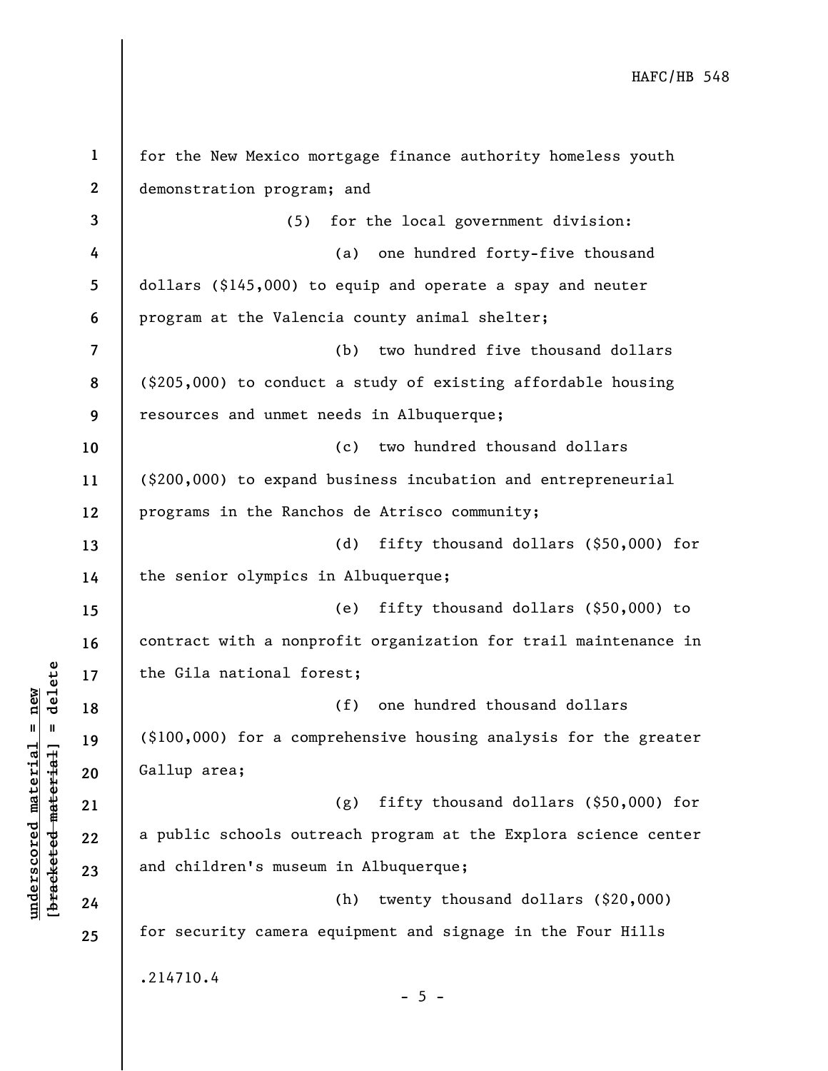for the New Mexico mortgage finance authority homeless youth demonstration program; and

(5) for the local government division:

(a) one hundred forty-five thousand dollars ($145,000) to equip and operate a spay and neuter program at the Valencia county animal shelter;

(b) two hundred five thousand dollars ($205,000) to conduct a study of existing affordable housing resources and unmet needs in Albuquerque;

(c) two hundred thousand dollars ($200,000) to expand business incubation and entrepreneurial programs in the Ranchos de Atrisco community;

(d) fifty thousand dollars ($50,000) for the senior olympics in Albuquerque;

(e) fifty thousand dollars ($50,000) to contract with a nonprofit organization for trail maintenance in the Gila national forest;

(f) one hundred thousand dollars ($100,000) for a comprehensive housing analysis for the greater Gallup area;

(g) fifty thousand dollars ($50,000) for a public schools outreach program at the Explora science center and children's museum in Albuquerque;

(h) twenty thousand dollars ($20,000) for security camera equipment and signage in the Four Hills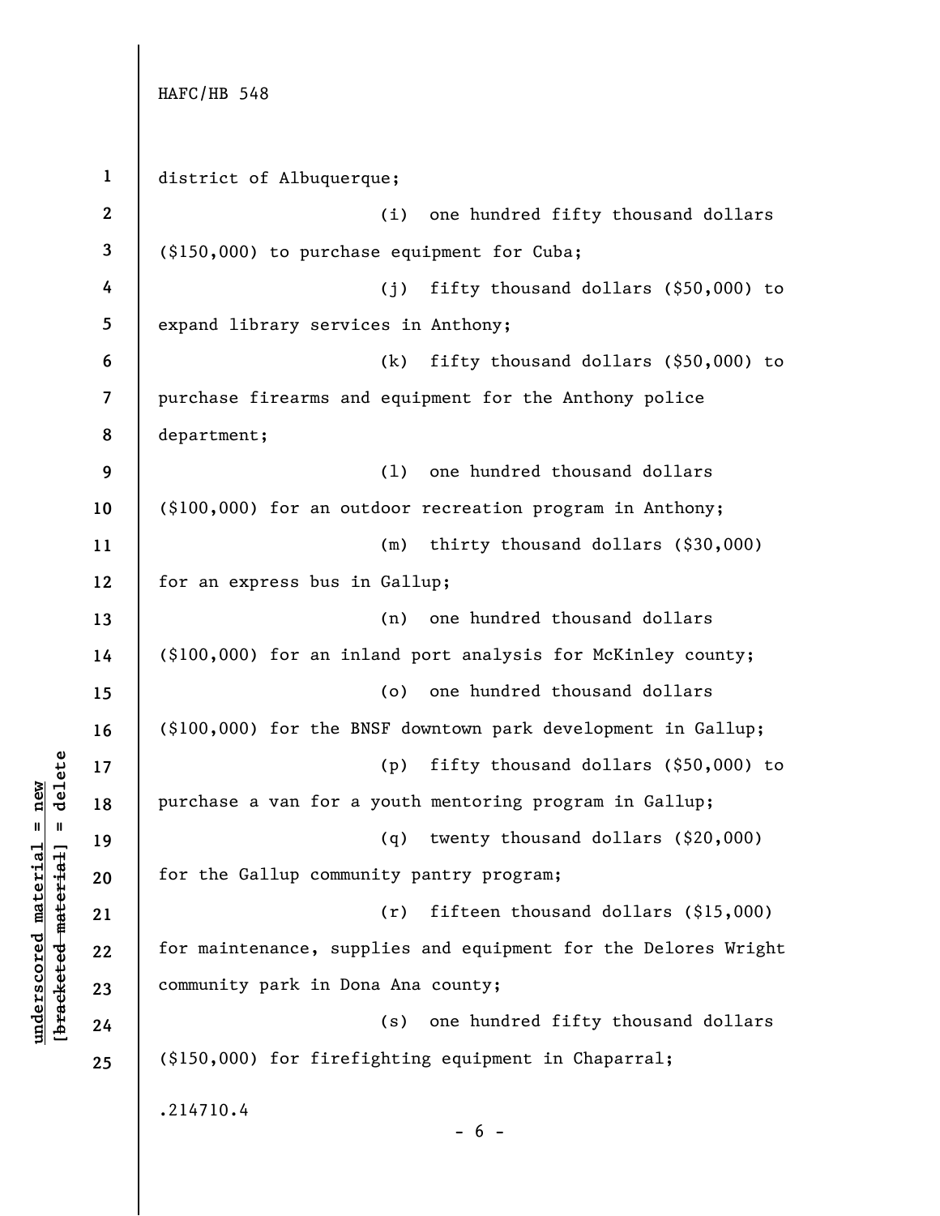district of Albuquerque;

(i) one hundred fifty thousand dollars ($150,000) to purchase equipment for Cuba;

(j) fifty thousand dollars ($50,000) to expand library services in Anthony;

(k) fifty thousand dollars ($50,000) to purchase firearms and equipment for the Anthony police department;

(l) one hundred thousand dollars ($100,000) for an outdoor recreation program in Anthony;

(m) thirty thousand dollars ($30,000) for an express bus in Gallup;

(n) one hundred thousand dollars ($100,000) for an inland port analysis for McKinley county;

(o) one hundred thousand dollars ($100,000) for the BNSF downtown park development in Gallup;

(p) fifty thousand dollars ($50,000) to purchase a van for a youth mentoring program in Gallup;

(q) twenty thousand dollars ($20,000) for the Gallup community pantry program;

(r) fifteen thousand dollars ($15,000) for maintenance, supplies and equipment for the Delores Wright community park in Dona Ana county;

(s) one hundred fifty thousand dollars ($150,000) for firefighting equipment in Chaparral;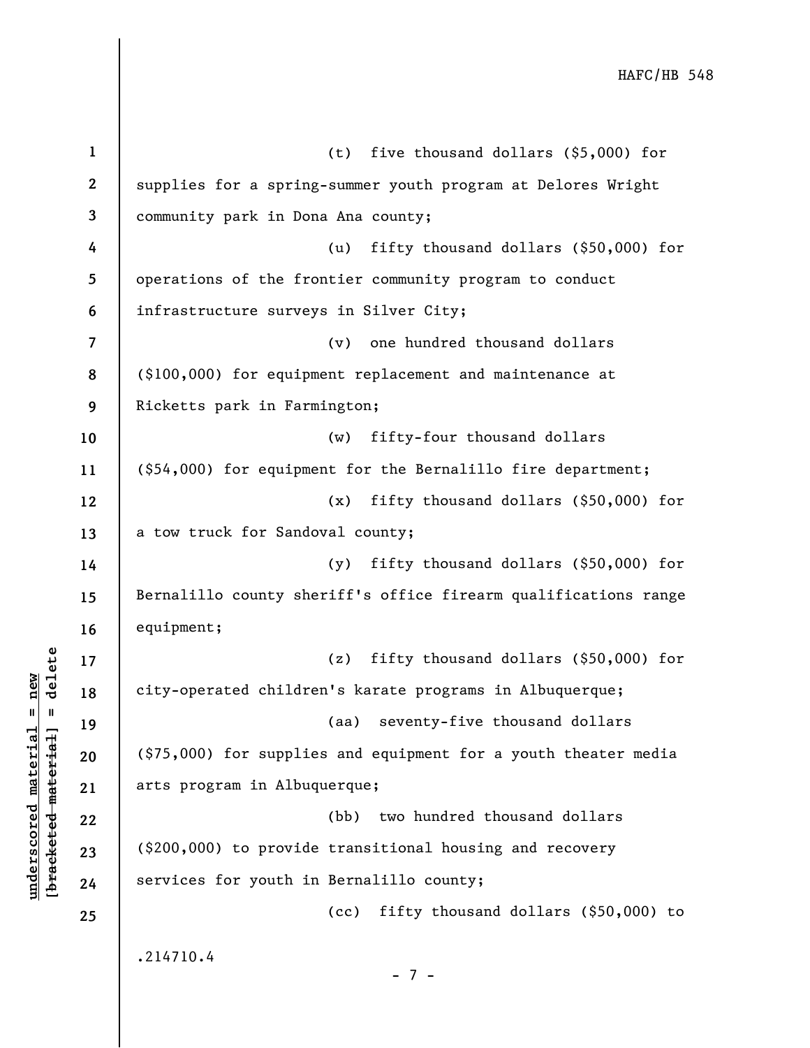(t) five thousand dollars ($5,000) for supplies for a spring-summer youth program at Delores Wright community park in Dona Ana county;

(u) fifty thousand dollars ($50,000) for operations of the frontier community program to conduct infrastructure surveys in Silver City;

(v) one hundred thousand dollars ($100,000) for equipment replacement and maintenance at Ricketts park in Farmington;

(w) fifty-four thousand dollars ($54,000) for equipment for the Bernalillo fire department;

(x) fifty thousand dollars ($50,000) for a tow truck for Sandoval county;

(y) fifty thousand dollars ($50,000) for Bernalillo county sheriff's office firearm qualifications range equipment;

(z) fifty thousand dollars ($50,000) for city-operated children's karate programs in Albuquerque;

(aa) seventy-five thousand dollars ($75,000) for supplies and equipment for a youth theater media arts program in Albuquerque;

(bb) two hundred thousand dollars ($200,000) to provide transitional housing and recovery services for youth in Bernalillo county;

(cc) fifty thousand dollars ($50,000) to

.214710.4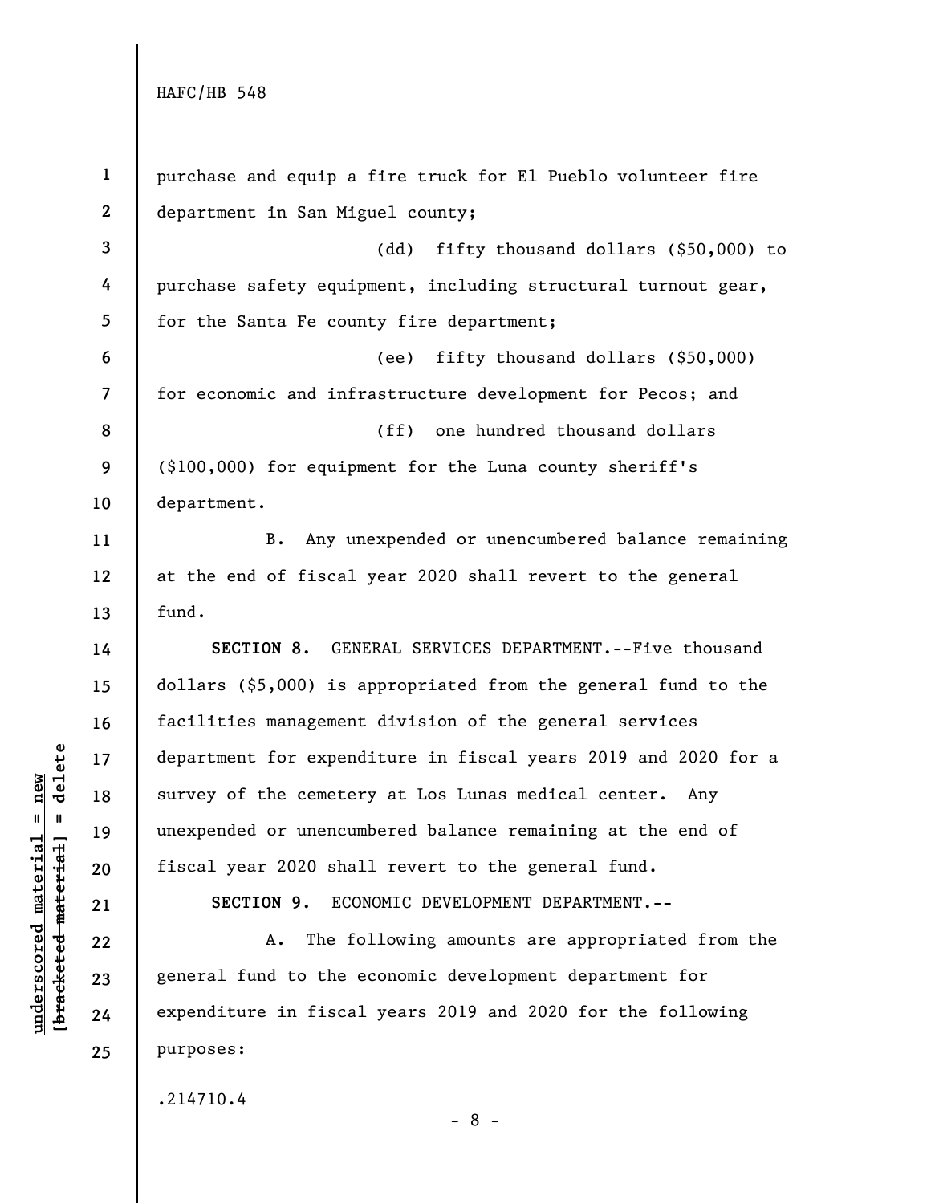purchase and equip a fire truck for El Pueblo volunteer fire department in San Miguel county;

(dd) fifty thousand dollars ($50,000) to purchase safety equipment, including structural turnout gear, for the Santa Fe county fire department;

(ee) fifty thousand dollars ($50,000) for economic and infrastructure development for Pecos; and

(ff) one hundred thousand dollars ($100,000) for equipment for the Luna county sheriff's department.

B. Any unexpended or unencumbered balance remaining at the end of fiscal year 2020 shall revert to the general fund.

**SECTION 8.** GENERAL SERVICES DEPARTMENT.--Five thousand dollars ($5,000) is appropriated from the general fund to the facilities management division of the general services department for expenditure in fiscal years 2019 and 2020 for a survey of the cemetery at Los Lunas medical center. Any unexpended or unencumbered balance remaining at the end of fiscal year 2020 shall revert to the general fund.

**SECTION 9.** ECONOMIC DEVELOPMENT DEPARTMENT.--

A. The following amounts are appropriated from the general fund to the economic development department for expenditure in fiscal years 2019 and 2020 for the following purposes: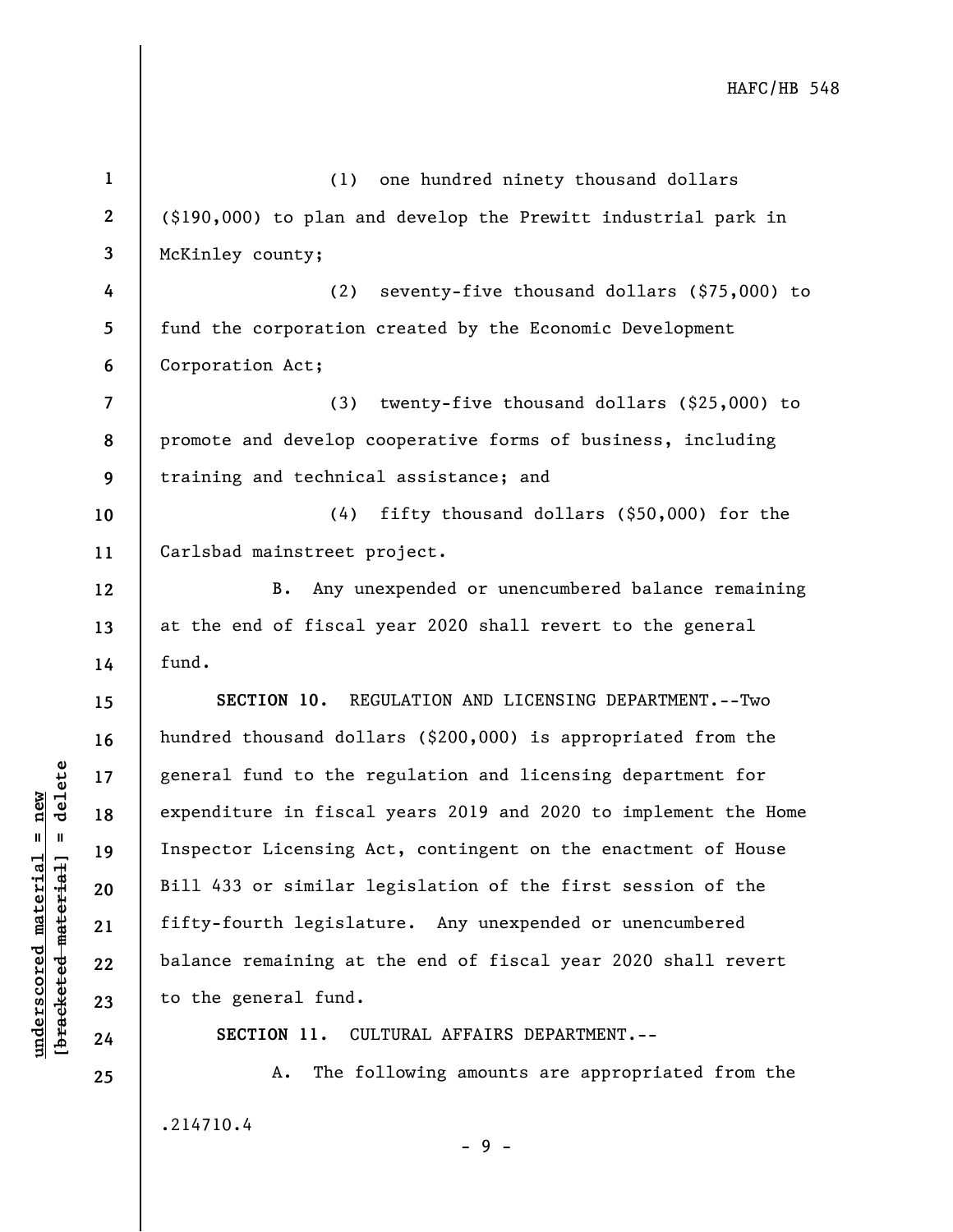(1) one hundred ninety thousand dollars ($190,000) to plan and develop the Prewitt industrial park in McKinley county;

(2) seventy-five thousand dollars ($75,000) to fund the corporation created by the Economic Development Corporation Act;

(3) twenty-five thousand dollars ($25,000) to promote and develop cooperative forms of business, including training and technical assistance; and

(4) fifty thousand dollars ($50,000) for the Carlsbad mainstreet project.

B. Any unexpended or unencumbered balance remaining at the end of fiscal year 2020 shall revert to the general fund.

**SECTION 10.** REGULATION AND LICENSING DEPARTMENT.--Two hundred thousand dollars ($200,000) is appropriated from the general fund to the regulation and licensing department for expenditure in fiscal years 2019 and 2020 to implement the Home Inspector Licensing Act, contingent on the enactment of House Bill 433 or similar legislation of the first session of the fifty-fourth legislature. Any unexpended or unencumbered balance remaining at the end of fiscal year 2020 shall revert to the general fund.

**SECTION 11.** CULTURAL AFFAIRS DEPARTMENT.--

A. The following amounts are appropriated from the

.214710.4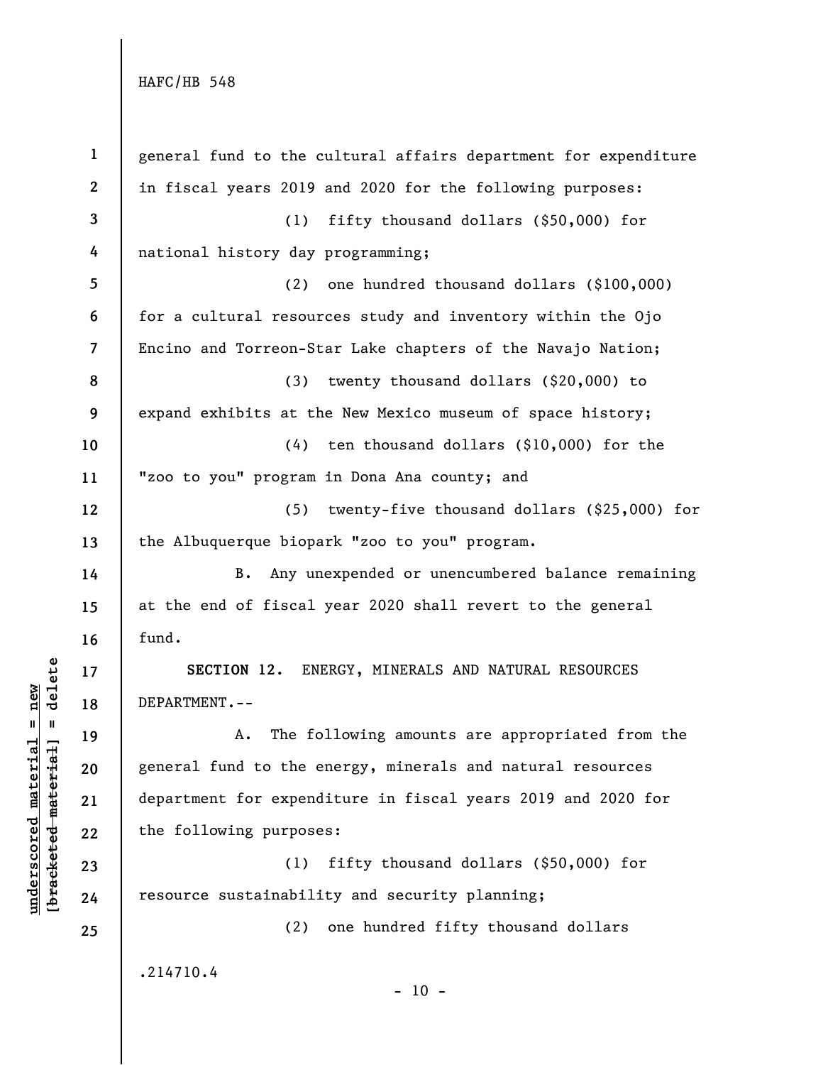general fund to the cultural affairs department for expenditure in fiscal years 2019 and 2020 for the following purposes:

(1) fifty thousand dollars ($50,000) for national history day programming;

(2) one hundred thousand dollars ($100,000) for a cultural resources study and inventory within the Ojo Encino and Torreon-Star Lake chapters of the Navajo Nation;

(3) twenty thousand dollars ($20,000) to expand exhibits at the New Mexico museum of space history;

(4) ten thousand dollars ($10,000) for the "zoo to you" program in Dona Ana county; and

(5) twenty-five thousand dollars ($25,000) for the Albuquerque biopark "zoo to you" program.

B. Any unexpended or unencumbered balance remaining at the end of fiscal year 2020 shall revert to the general fund.

**SECTION 12.** ENERGY, MINERALS AND NATURAL RESOURCES DEPARTMENT.--

A. The following amounts are appropriated from the general fund to the energy, minerals and natural resources department for expenditure in fiscal years 2019 and 2020 for the following purposes:

(1) fifty thousand dollars ($50,000) for resource sustainability and security planning;

(2) one hundred fifty thousand dollars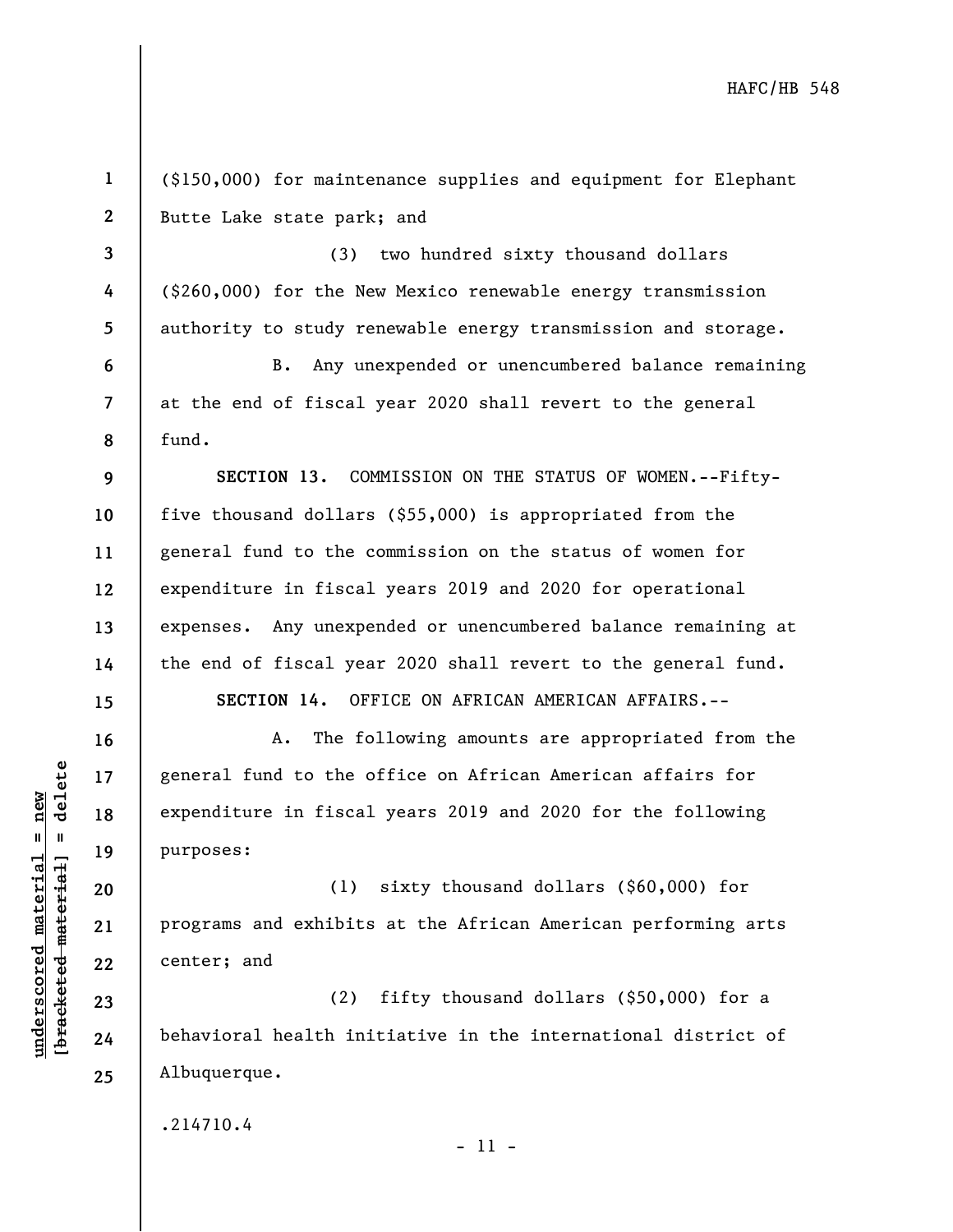($150,000) for maintenance supplies and equipment for Elephant Butte Lake state park; and

(3) two hundred sixty thousand dollars ($260,000) for the New Mexico renewable energy transmission authority to study renewable energy transmission and storage.

B. Any unexpended or unencumbered balance remaining at the end of fiscal year 2020 shall revert to the general fund.

**SECTION 13.** COMMISSION ON THE STATUS OF WOMEN.--Fifty-five thousand dollars ($55,000) is appropriated from the general fund to the commission on the status of women for expenditure in fiscal years 2019 and 2020 for operational expenses. Any unexpended or unencumbered balance remaining at the end of fiscal year 2020 shall revert to the general fund.

**SECTION 14.** OFFICE ON AFRICAN AMERICAN AFFAIRS.--

A. The following amounts are appropriated from the general fund to the office on African American affairs for expenditure in fiscal years 2019 and 2020 for the following purposes:

(1) sixty thousand dollars ($60,000) for programs and exhibits at the African American performing arts center; and

(2) fifty thousand dollars ($50,000) for a behavioral health initiative in the international district of Albuquerque.

.214710.4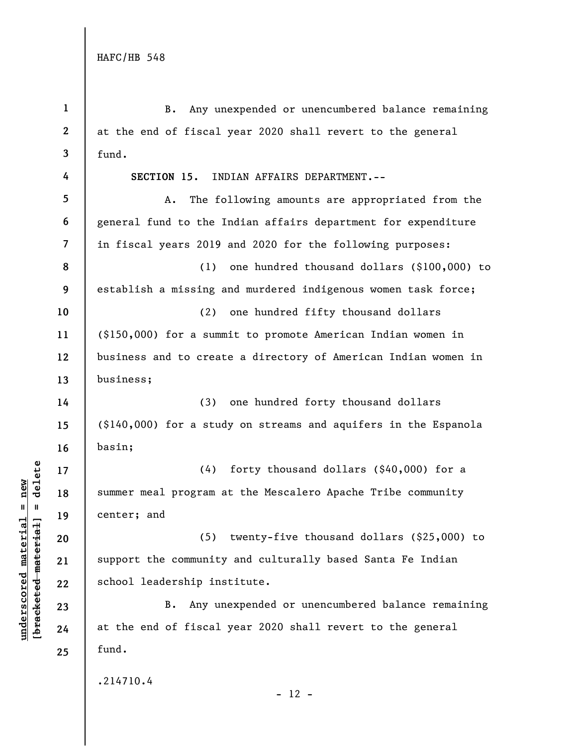B. Any unexpended or unencumbered balance remaining at the end of fiscal year 2020 shall revert to the general fund.

**SECTION 15.** INDIAN AFFAIRS DEPARTMENT.--

A. The following amounts are appropriated from the general fund to the Indian affairs department for expenditure in fiscal years 2019 and 2020 for the following purposes:

(1) one hundred thousand dollars ($100,000) to establish a missing and murdered indigenous women task force;

(2) one hundred fifty thousand dollars ($150,000) for a summit to promote American Indian women in business and to create a directory of American Indian women in business;

(3) one hundred forty thousand dollars ($140,000) for a study on streams and aquifers in the Espanola basin;

(4) forty thousand dollars ($40,000) for a summer meal program at the Mescalero Apache Tribe community center; and

(5) twenty-five thousand dollars ($25,000) to support the community and culturally based Santa Fe Indian school leadership institute.

B. Any unexpended or unencumbered balance remaining at the end of fiscal year 2020 shall revert to the general fund.

.214710.4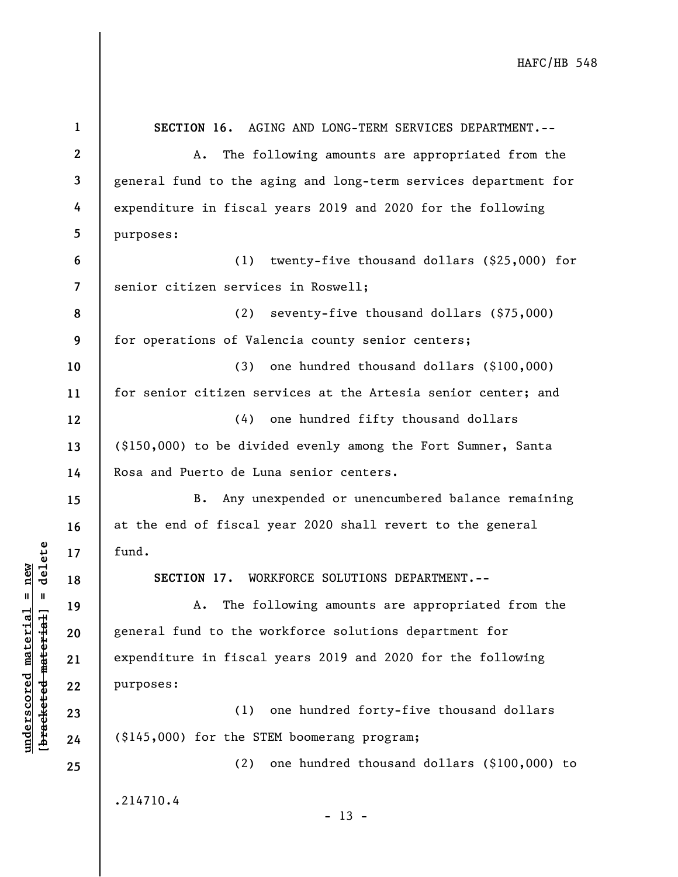**SECTION 16.** AGING AND LONG-TERM SERVICES DEPARTMENT.--

A. The following amounts are appropriated from the general fund to the aging and long-term services department for expenditure in fiscal years 2019 and 2020 for the following purposes:

(1) twenty-five thousand dollars ($25,000) for senior citizen services in Roswell;

(2) seventy-five thousand dollars ($75,000) for operations of Valencia county senior centers;

(3) one hundred thousand dollars ($100,000) for senior citizen services at the Artesia senior center; and

(4) one hundred fifty thousand dollars ($150,000) to be divided evenly among the Fort Sumner, Santa Rosa and Puerto de Luna senior centers.

B. Any unexpended or unencumbered balance remaining at the end of fiscal year 2020 shall revert to the general fund.

**SECTION 17.** WORKFORCE SOLUTIONS DEPARTMENT.--

A. The following amounts are appropriated from the general fund to the workforce solutions department for expenditure in fiscal years 2019 and 2020 for the following purposes:

(1) one hundred forty-five thousand dollars ($145,000) for the STEM boomerang program;

(2) one hundred thousand dollars ($100,000) to

.214710.4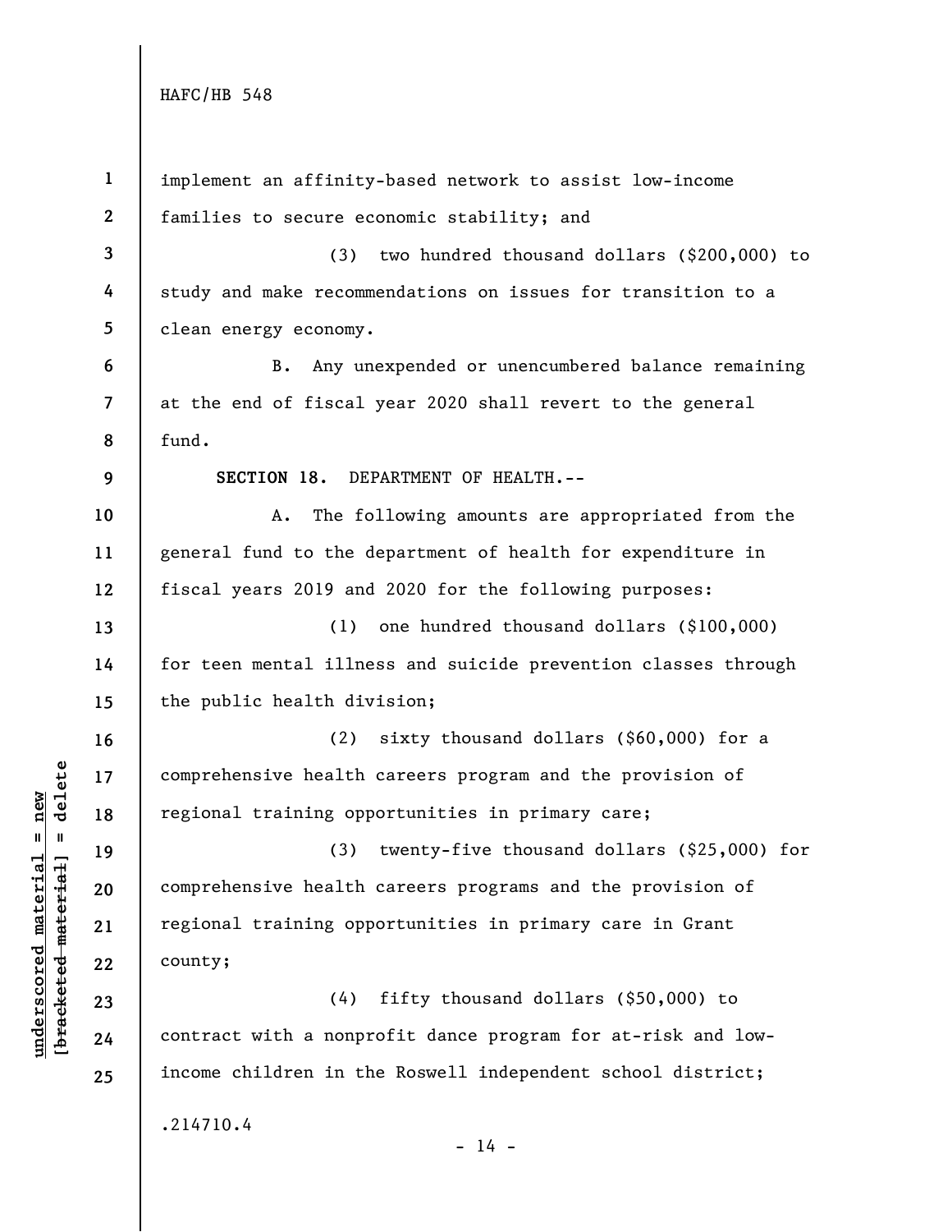implement an affinity-based network to assist low-income families to secure economic stability; and

(3) two hundred thousand dollars ($200,000) to study and make recommendations on issues for transition to a clean energy economy.

B. Any unexpended or unencumbered balance remaining at the end of fiscal year 2020 shall revert to the general fund.

**SECTION 18.** DEPARTMENT OF HEALTH.--

A. The following amounts are appropriated from the general fund to the department of health for expenditure in fiscal years 2019 and 2020 for the following purposes:

(1) one hundred thousand dollars ($100,000) for teen mental illness and suicide prevention classes through the public health division;

(2) sixty thousand dollars ($60,000) for a comprehensive health careers program and the provision of regional training opportunities in primary care;

(3) twenty-five thousand dollars ($25,000) for comprehensive health careers programs and the provision of regional training opportunities in primary care in Grant county;

(4) fifty thousand dollars ($50,000) to contract with a nonprofit dance program for at-risk and low-income children in the Roswell independent school district;

.214710.4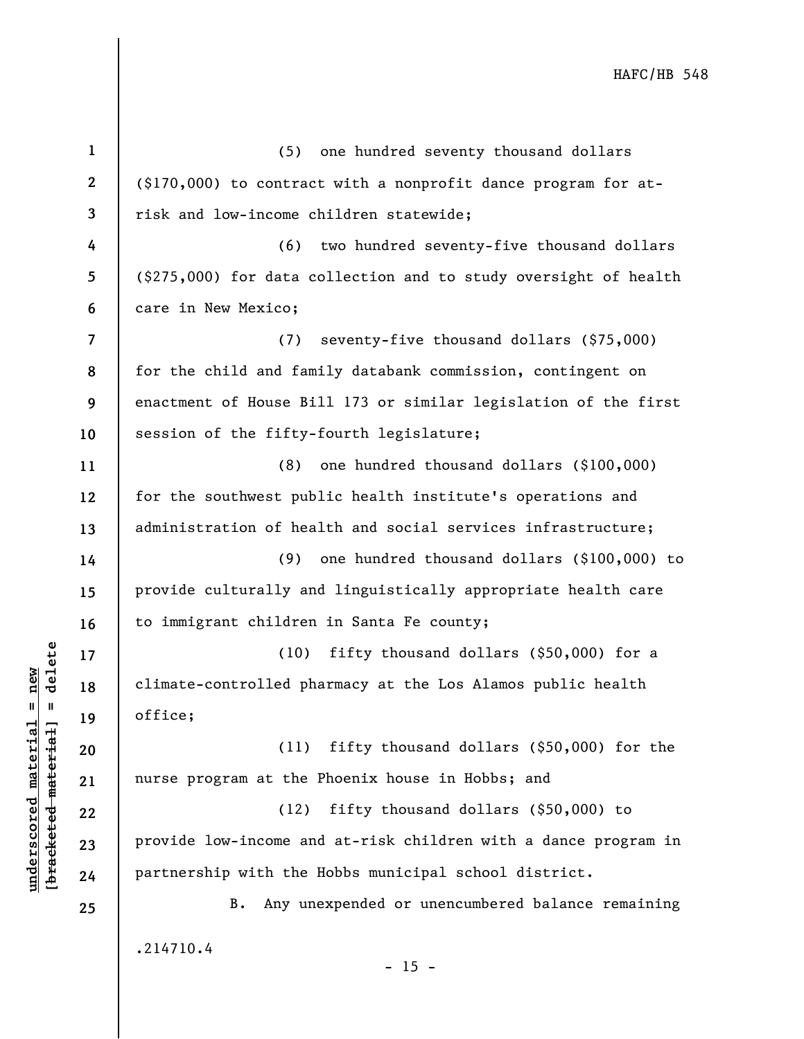(5) one hundred seventy thousand dollars ($170,000) to contract with a nonprofit dance program for at-risk and low-income children statewide;

(6) two hundred seventy-five thousand dollars ($275,000) for data collection and to study oversight of health care in New Mexico;

(7) seventy-five thousand dollars ($75,000) for the child and family databank commission, contingent on enactment of House Bill 173 or similar legislation of the first session of the fifty-fourth legislature;

(8) one hundred thousand dollars ($100,000) for the southwest public health institute's operations and administration of health and social services infrastructure;

(9) one hundred thousand dollars ($100,000) to provide culturally and linguistically appropriate health care to immigrant children in Santa Fe county;

(10) fifty thousand dollars ($50,000) for a climate-controlled pharmacy at the Los Alamos public health office;

(11) fifty thousand dollars ($50,000) for the nurse program at the Phoenix house in Hobbs; and

(12) fifty thousand dollars ($50,000) to provide low-income and at-risk children with a dance program in partnership with the Hobbs municipal school district.

B. Any unexpended or unencumbered balance remaining

.214710.4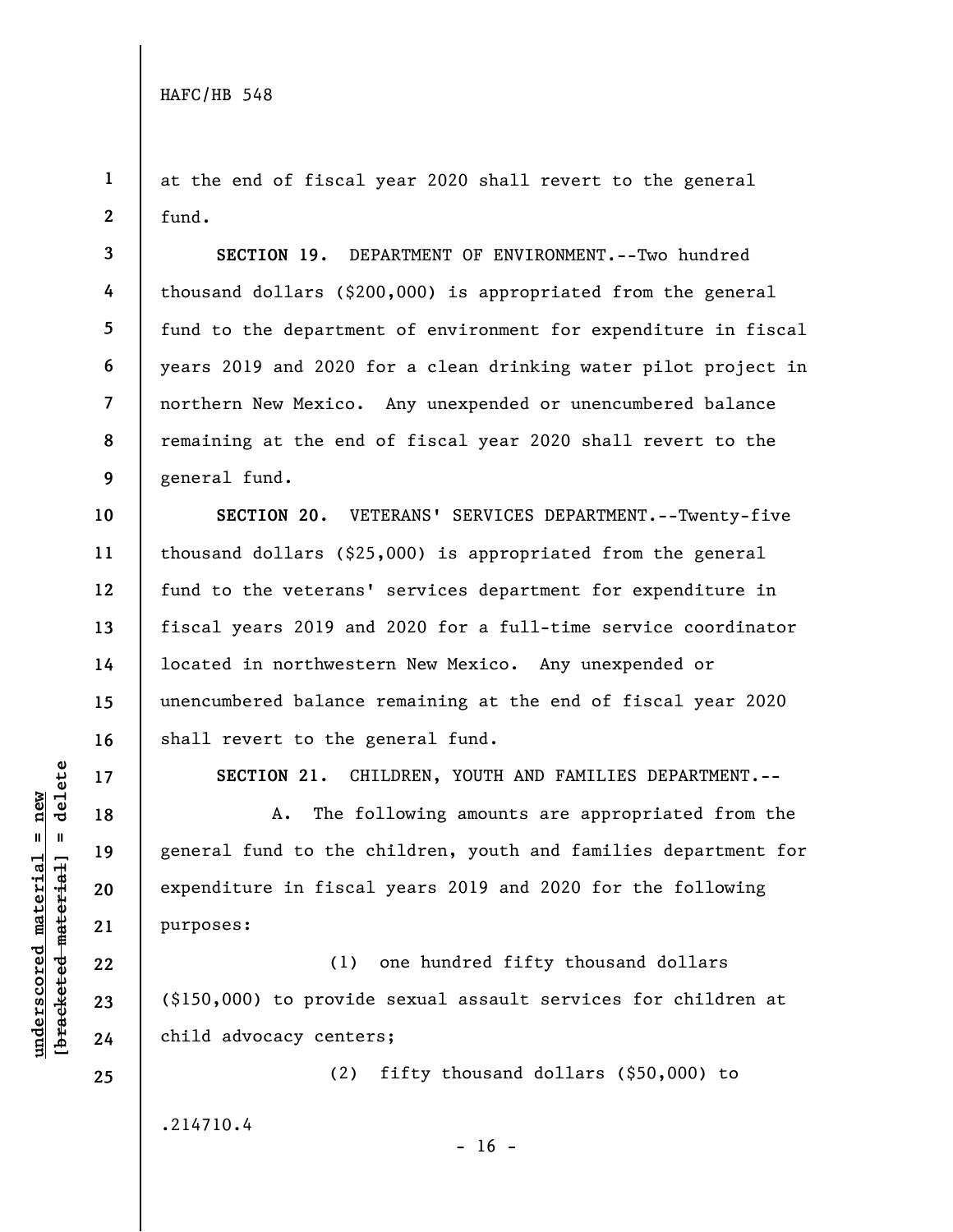at the end of fiscal year 2020 shall revert to the general fund.

**SECTION 19.** DEPARTMENT OF ENVIRONMENT.--Two hundred thousand dollars ($200,000) is appropriated from the general fund to the department of environment for expenditure in fiscal years 2019 and 2020 for a clean drinking water pilot project in northern New Mexico. Any unexpended or unencumbered balance remaining at the end of fiscal year 2020 shall revert to the general fund.

**SECTION 20.** VETERANS' SERVICES DEPARTMENT.--Twenty-five thousand dollars ($25,000) is appropriated from the general fund to the veterans' services department for expenditure in fiscal years 2019 and 2020 for a full-time service coordinator located in northwestern New Mexico. Any unexpended or unencumbered balance remaining at the end of fiscal year 2020 shall revert to the general fund.

**SECTION 21.** CHILDREN, YOUTH AND FAMILIES DEPARTMENT.--

A. The following amounts are appropriated from the general fund to the children, youth and families department for expenditure in fiscal years 2019 and 2020 for the following purposes:

(1) one hundred fifty thousand dollars ($150,000) to provide sexual assault services for children at child advocacy centers;

(2) fifty thousand dollars ($50,000) to

.214710.4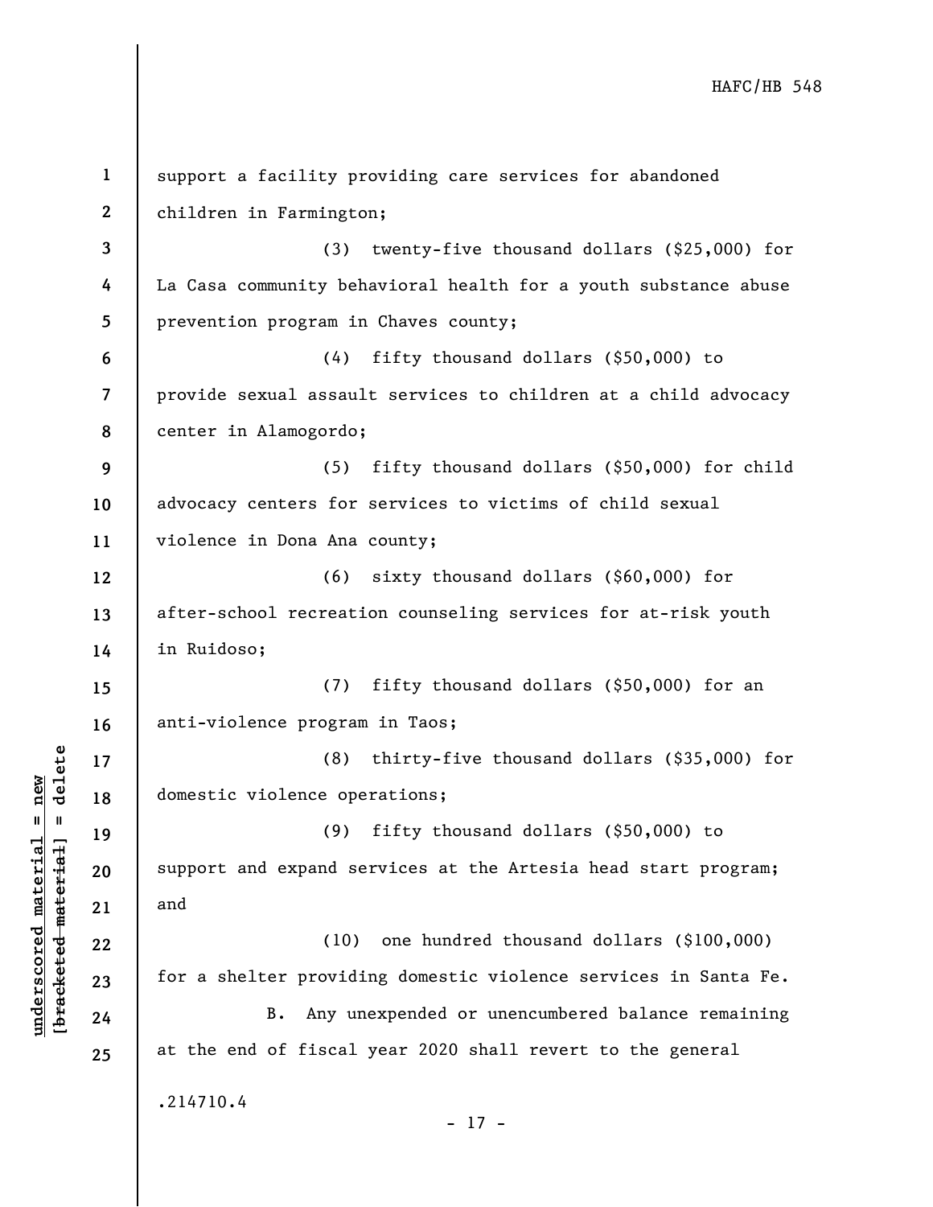support a facility providing care services for abandoned children in Farmington;

(3) twenty-five thousand dollars ($25,000) for La Casa community behavioral health for a youth substance abuse prevention program in Chaves county;

(4) fifty thousand dollars ($50,000) to provide sexual assault services to children at a child advocacy center in Alamogordo;

(5) fifty thousand dollars ($50,000) for child advocacy centers for services to victims of child sexual violence in Dona Ana county;

(6) sixty thousand dollars ($60,000) for after-school recreation counseling services for at-risk youth in Ruidoso;

(7) fifty thousand dollars ($50,000) for an anti-violence program in Taos;

(8) thirty-five thousand dollars ($35,000) for domestic violence operations;

(9) fifty thousand dollars ($50,000) to support and expand services at the Artesia head start program; and

(10) one hundred thousand dollars ($100,000) for a shelter providing domestic violence services in Santa Fe.

B. Any unexpended or unencumbered balance remaining at the end of fiscal year 2020 shall revert to the general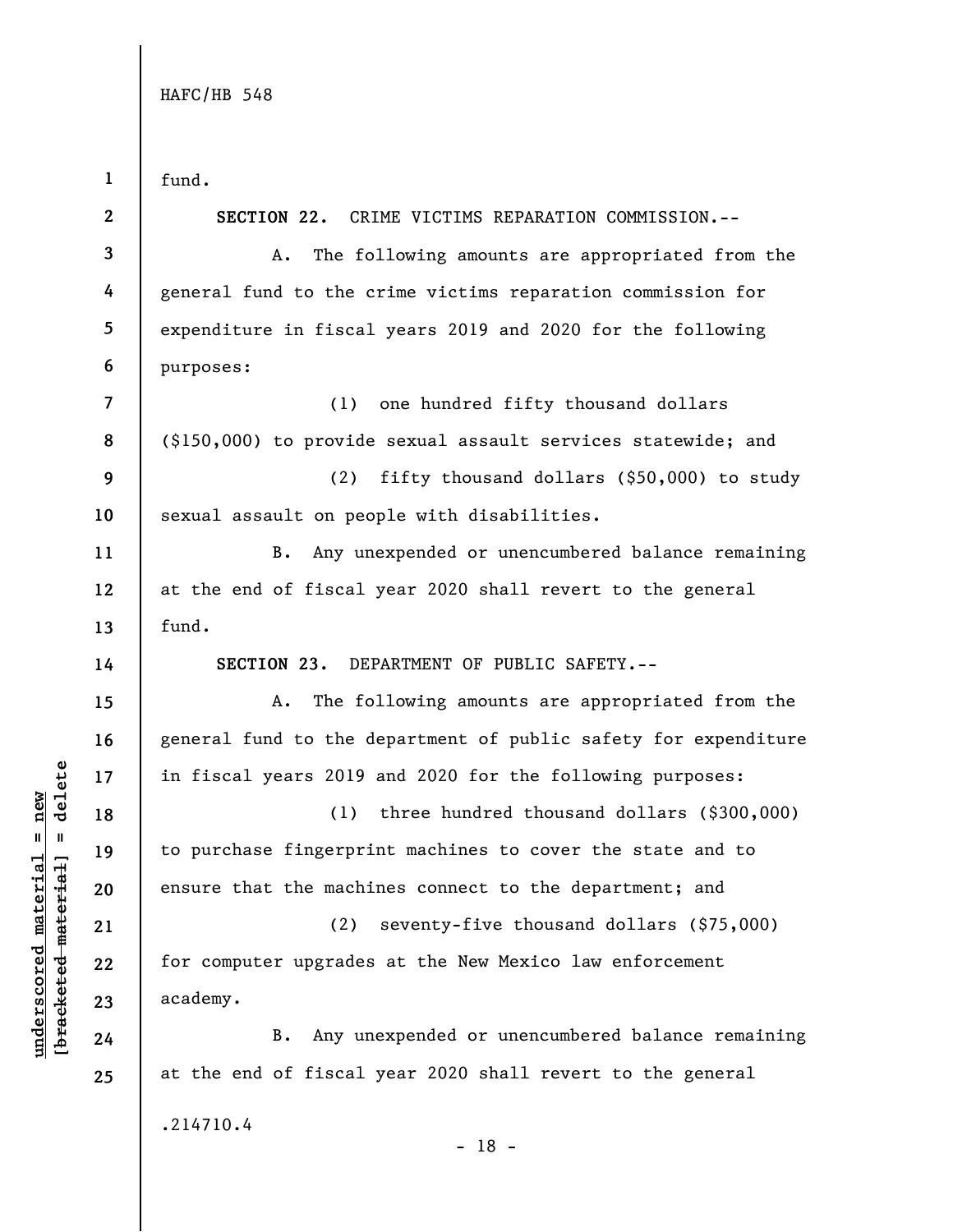fund.

**SECTION 22.** CRIME VICTIMS REPARATION COMMISSION.--

A. The following amounts are appropriated from the general fund to the crime victims reparation commission for expenditure in fiscal years 2019 and 2020 for the following purposes:

(1) one hundred fifty thousand dollars ($150,000) to provide sexual assault services statewide; and

(2) fifty thousand dollars ($50,000) to study sexual assault on people with disabilities.

B. Any unexpended or unencumbered balance remaining at the end of fiscal year 2020 shall revert to the general fund.

**SECTION 23.** DEPARTMENT OF PUBLIC SAFETY.--

A. The following amounts are appropriated from the general fund to the department of public safety for expenditure in fiscal years 2019 and 2020 for the following purposes:

(1) three hundred thousand dollars ($300,000) to purchase fingerprint machines to cover the state and to ensure that the machines connect to the department; and

(2) seventy-five thousand dollars ($75,000) for computer upgrades at the New Mexico law enforcement academy.

B. Any unexpended or unencumbered balance remaining at the end of fiscal year 2020 shall revert to the general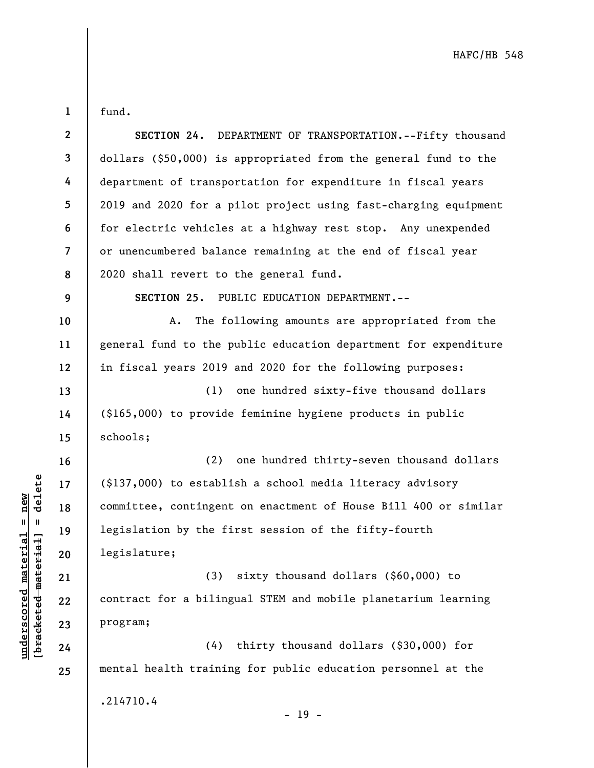fund.

**SECTION 24.** DEPARTMENT OF TRANSPORTATION.--Fifty thousand dollars ($50,000) is appropriated from the general fund to the department of transportation for expenditure in fiscal years 2019 and 2020 for a pilot project using fast-charging equipment for electric vehicles at a highway rest stop. Any unexpended or unencumbered balance remaining at the end of fiscal year 2020 shall revert to the general fund.

**SECTION 25.** PUBLIC EDUCATION DEPARTMENT.--

A. The following amounts are appropriated from the general fund to the public education department for expenditure in fiscal years 2019 and 2020 for the following purposes:

(1) one hundred sixty-five thousand dollars ($165,000) to provide feminine hygiene products in public schools;

(2) one hundred thirty-seven thousand dollars ($137,000) to establish a school media literacy advisory committee, contingent on enactment of House Bill 400 or similar legislation by the first session of the fifty-fourth legislature;

(3) sixty thousand dollars ($60,000) to contract for a bilingual STEM and mobile planetarium learning program;

(4) thirty thousand dollars ($30,000) for mental health training for public education personnel at the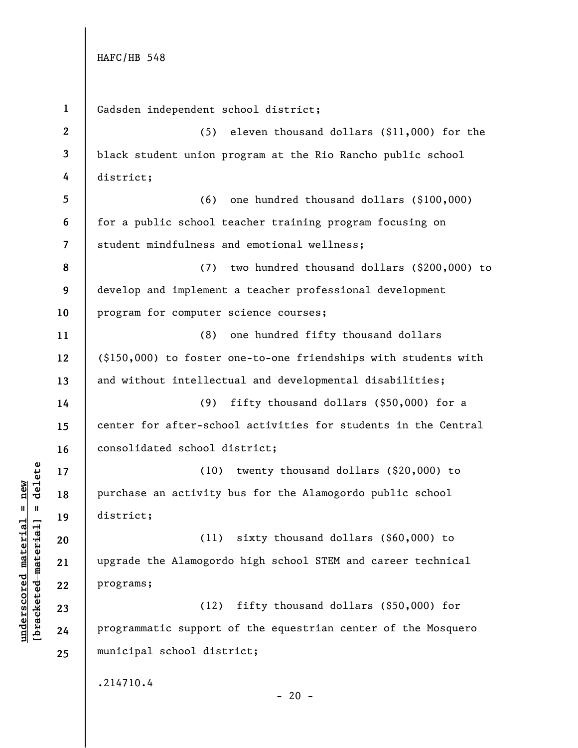Gadsden independent school district;

(5) eleven thousand dollars ($11,000) for the black student union program at the Rio Rancho public school district;

(6) one hundred thousand dollars ($100,000) for a public school teacher training program focusing on student mindfulness and emotional wellness;

(7) two hundred thousand dollars ($200,000) to develop and implement a teacher professional development program for computer science courses;

(8) one hundred fifty thousand dollars ($150,000) to foster one-to-one friendships with students with and without intellectual and developmental disabilities;

(9) fifty thousand dollars ($50,000) for a center for after-school activities for students in the Central consolidated school district;

(10) twenty thousand dollars ($20,000) to purchase an activity bus for the Alamogordo public school district;

(11) sixty thousand dollars ($60,000) to upgrade the Alamogordo high school STEM and career technical programs;

(12) fifty thousand dollars ($50,000) for programmatic support of the equestrian center of the Mosquero municipal school district;

.214710.4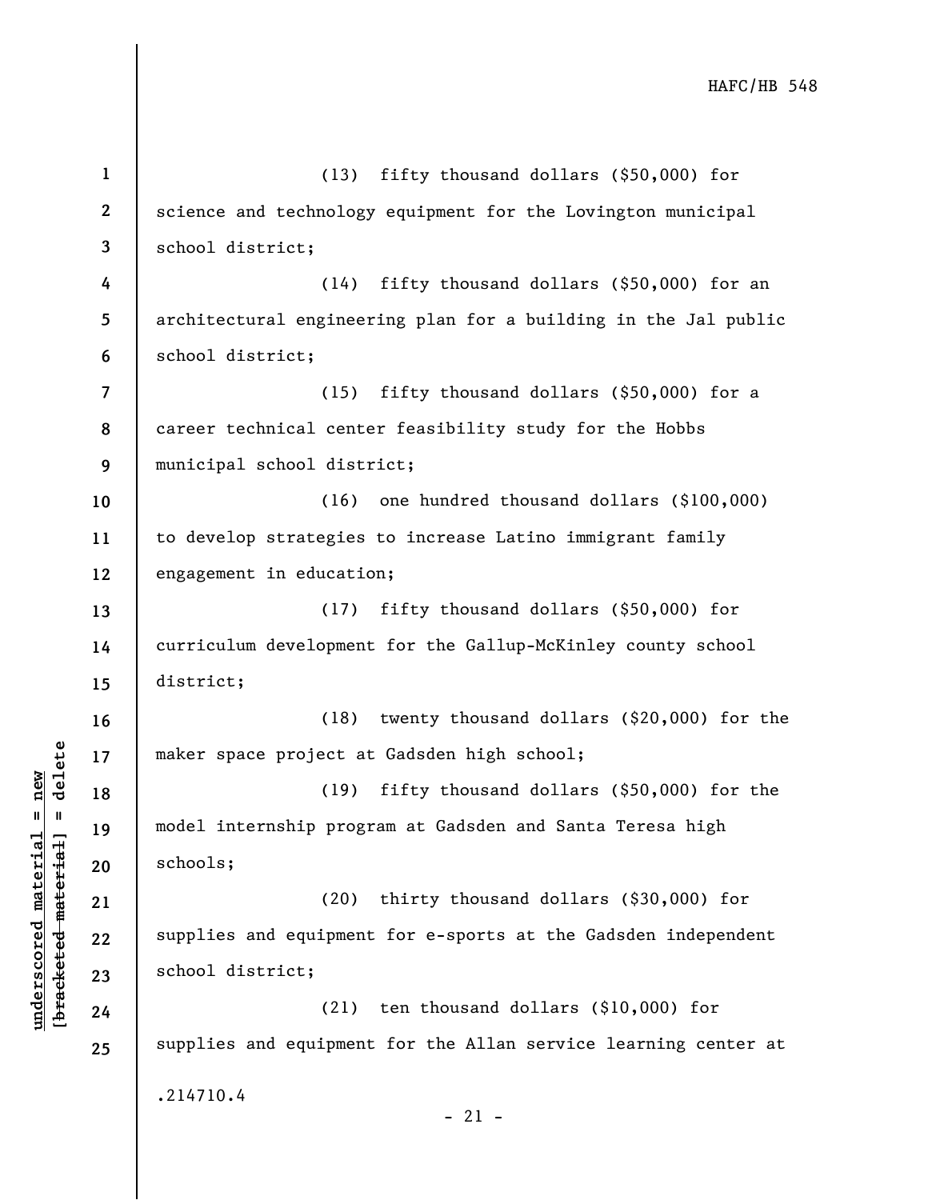(13) fifty thousand dollars ($50,000) for science and technology equipment for the Lovington municipal school district;

(14) fifty thousand dollars ($50,000) for an architectural engineering plan for a building in the Jal public school district;

(15) fifty thousand dollars ($50,000) for a career technical center feasibility study for the Hobbs municipal school district;

(16) one hundred thousand dollars ($100,000) to develop strategies to increase Latino immigrant family engagement in education;

(17) fifty thousand dollars ($50,000) for curriculum development for the Gallup-McKinley county school district;

(18) twenty thousand dollars ($20,000) for the maker space project at Gadsden high school;

(19) fifty thousand dollars ($50,000) for the model internship program at Gadsden and Santa Teresa high schools;

(20) thirty thousand dollars ($30,000) for supplies and equipment for e-sports at the Gadsden independent school district;

(21) ten thousand dollars ($10,000) for supplies and equipment for the Allan service learning center at

.214710.4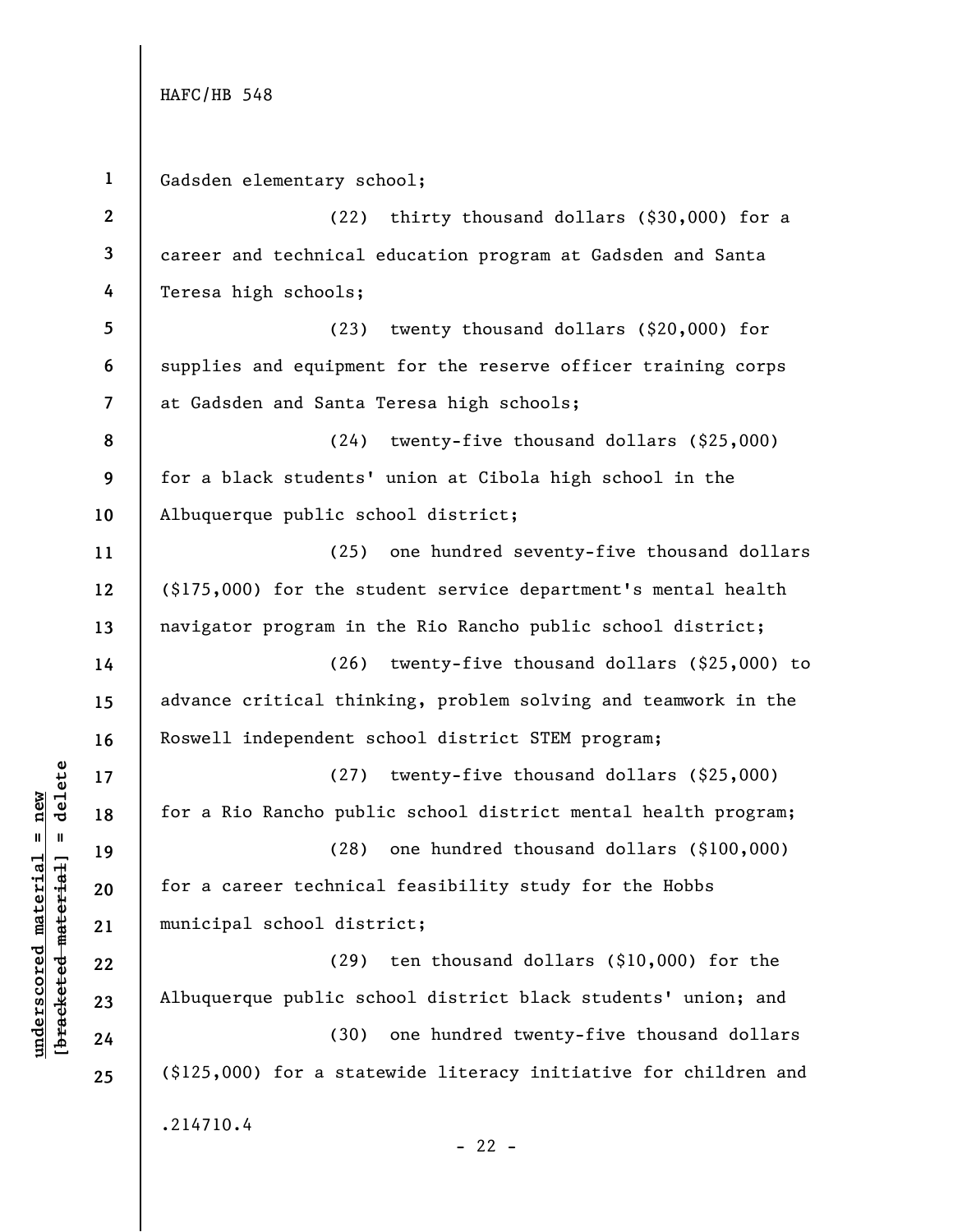Gadsden elementary school;

(22) thirty thousand dollars ($30,000) for a career and technical education program at Gadsden and Santa Teresa high schools;

(23) twenty thousand dollars ($20,000) for supplies and equipment for the reserve officer training corps at Gadsden and Santa Teresa high schools;

(24) twenty-five thousand dollars ($25,000) for a black students' union at Cibola high school in the Albuquerque public school district;

(25) one hundred seventy-five thousand dollars ($175,000) for the student service department's mental health navigator program in the Rio Rancho public school district;

(26) twenty-five thousand dollars ($25,000) to advance critical thinking, problem solving and teamwork in the Roswell independent school district STEM program;

(27) twenty-five thousand dollars ($25,000) for a Rio Rancho public school district mental health program;

(28) one hundred thousand dollars ($100,000) for a career technical feasibility study for the Hobbs municipal school district;

(29) ten thousand dollars ($10,000) for the Albuquerque public school district black students' union; and

(30) one hundred twenty-five thousand dollars ($125,000) for a statewide literacy initiative for children and

.214710.4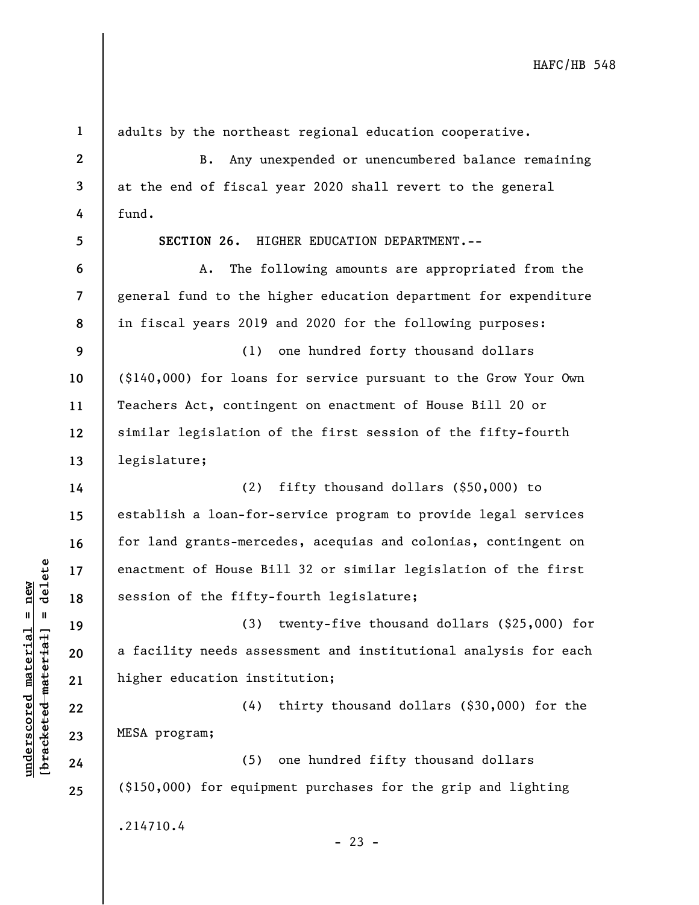adults by the northeast regional education cooperative.

B. Any unexpended or unencumbered balance remaining at the end of fiscal year 2020 shall revert to the general fund.

**SECTION 26.** HIGHER EDUCATION DEPARTMENT.--

A. The following amounts are appropriated from the general fund to the higher education department for expenditure in fiscal years 2019 and 2020 for the following purposes:

(1) one hundred forty thousand dollars ($140,000) for loans for service pursuant to the Grow Your Own Teachers Act, contingent on enactment of House Bill 20 or similar legislation of the first session of the fifty-fourth legislature;

(2) fifty thousand dollars ($50,000) to establish a loan-for-service program to provide legal services for land grants-mercedes, acequias and colonias, contingent on enactment of House Bill 32 or similar legislation of the first session of the fifty-fourth legislature;

(3) twenty-five thousand dollars ($25,000) for a facility needs assessment and institutional analysis for each higher education institution;

(4) thirty thousand dollars ($30,000) for the MESA program;

(5) one hundred fifty thousand dollars ($150,000) for equipment purchases for the grip and lighting

.214710.4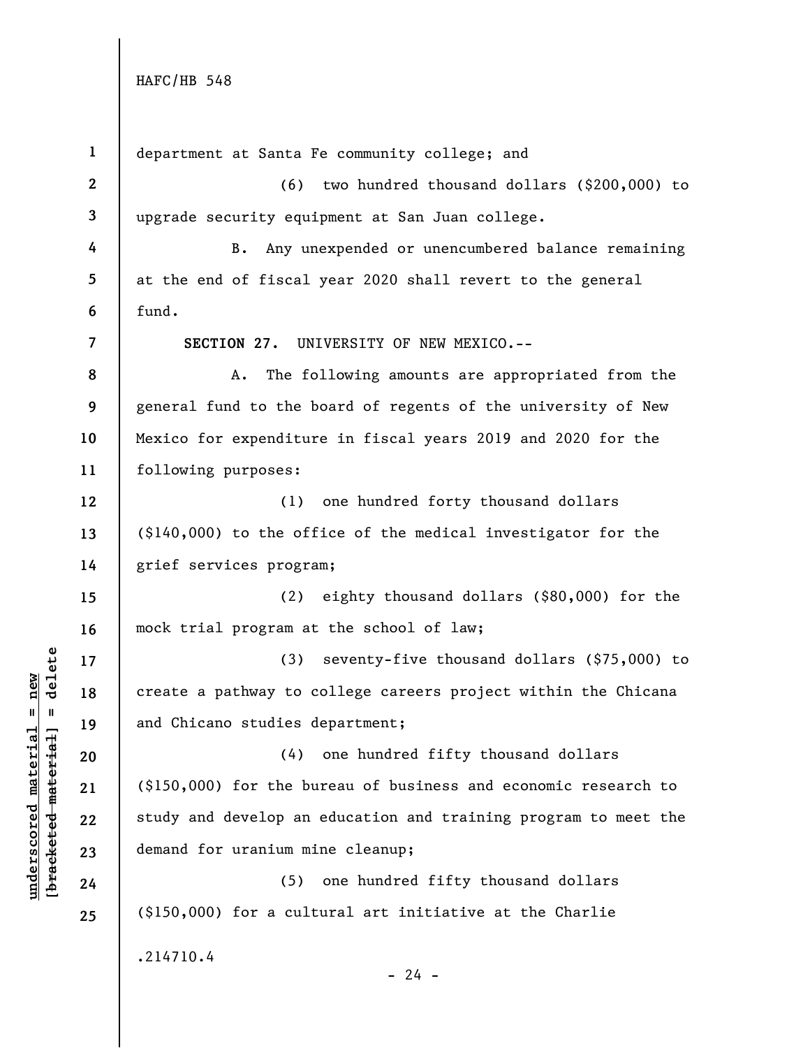department at Santa Fe community college; and

(6) two hundred thousand dollars ($200,000) to upgrade security equipment at San Juan college.

B. Any unexpended or unencumbered balance remaining at the end of fiscal year 2020 shall revert to the general fund.

**SECTION 27.** UNIVERSITY OF NEW MEXICO.--

A. The following amounts are appropriated from the general fund to the board of regents of the university of New Mexico for expenditure in fiscal years 2019 and 2020 for the following purposes:

(1) one hundred forty thousand dollars ($140,000) to the office of the medical investigator for the grief services program;

(2) eighty thousand dollars ($80,000) for the mock trial program at the school of law;

(3) seventy-five thousand dollars ($75,000) to create a pathway to college careers project within the Chicana and Chicano studies department;

(4) one hundred fifty thousand dollars ($150,000) for the bureau of business and economic research to study and develop an education and training program to meet the demand for uranium mine cleanup;

(5) one hundred fifty thousand dollars ($150,000) for a cultural art initiative at the Charlie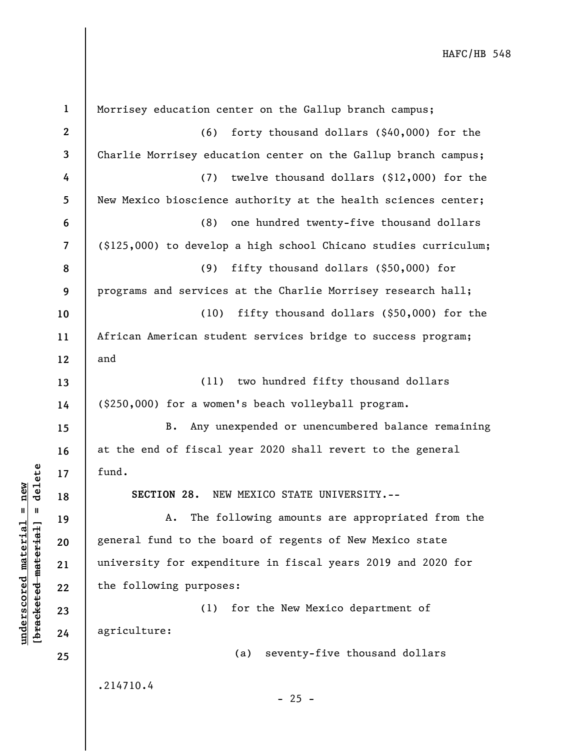Morrisey education center on the Gallup branch campus;

(6) forty thousand dollars ($40,000) for the Charlie Morrisey education center on the Gallup branch campus;

(7) twelve thousand dollars ($12,000) for the New Mexico bioscience authority at the health sciences center;

(8) one hundred twenty-five thousand dollars ($125,000) to develop a high school Chicano studies curriculum;

(9) fifty thousand dollars ($50,000) for programs and services at the Charlie Morrisey research hall;

(10) fifty thousand dollars ($50,000) for the African American student services bridge to success program; and

(11) two hundred fifty thousand dollars ($250,000) for a women's beach volleyball program.

B. Any unexpended or unencumbered balance remaining at the end of fiscal year 2020 shall revert to the general fund.

**SECTION 28.** NEW MEXICO STATE UNIVERSITY.--

A. The following amounts are appropriated from the general fund to the board of regents of New Mexico state university for expenditure in fiscal years 2019 and 2020 for the following purposes:

(1) for the New Mexico department of agriculture:

(a) seventy-five thousand dollars

.214710.4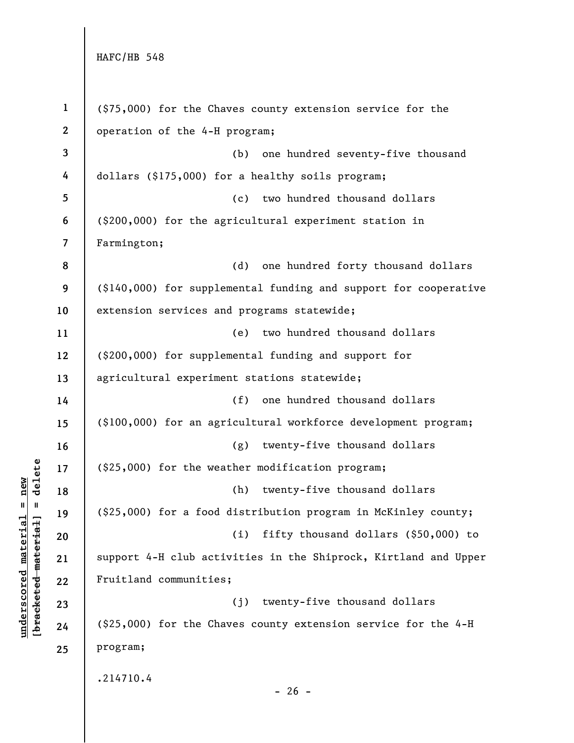($75,000) for the Chaves county extension service for the operation of the 4-H program;

(b) one hundred seventy-five thousand dollars ($175,000) for a healthy soils program;

(c) two hundred thousand dollars ($200,000) for the agricultural experiment station in Farmington;

(d) one hundred forty thousand dollars ($140,000) for supplemental funding and support for cooperative extension services and programs statewide;

(e) two hundred thousand dollars ($200,000) for supplemental funding and support for agricultural experiment stations statewide;

(f) one hundred thousand dollars ($100,000) for an agricultural workforce development program;

(g) twenty-five thousand dollars ($25,000) for the weather modification program;

(h) twenty-five thousand dollars ($25,000) for a food distribution program in McKinley county;

(i) fifty thousand dollars ($50,000) to support 4-H club activities in the Shiprock, Kirtland and Upper Fruitland communities;

(j) twenty-five thousand dollars ($25,000) for the Chaves county extension service for the 4-H program;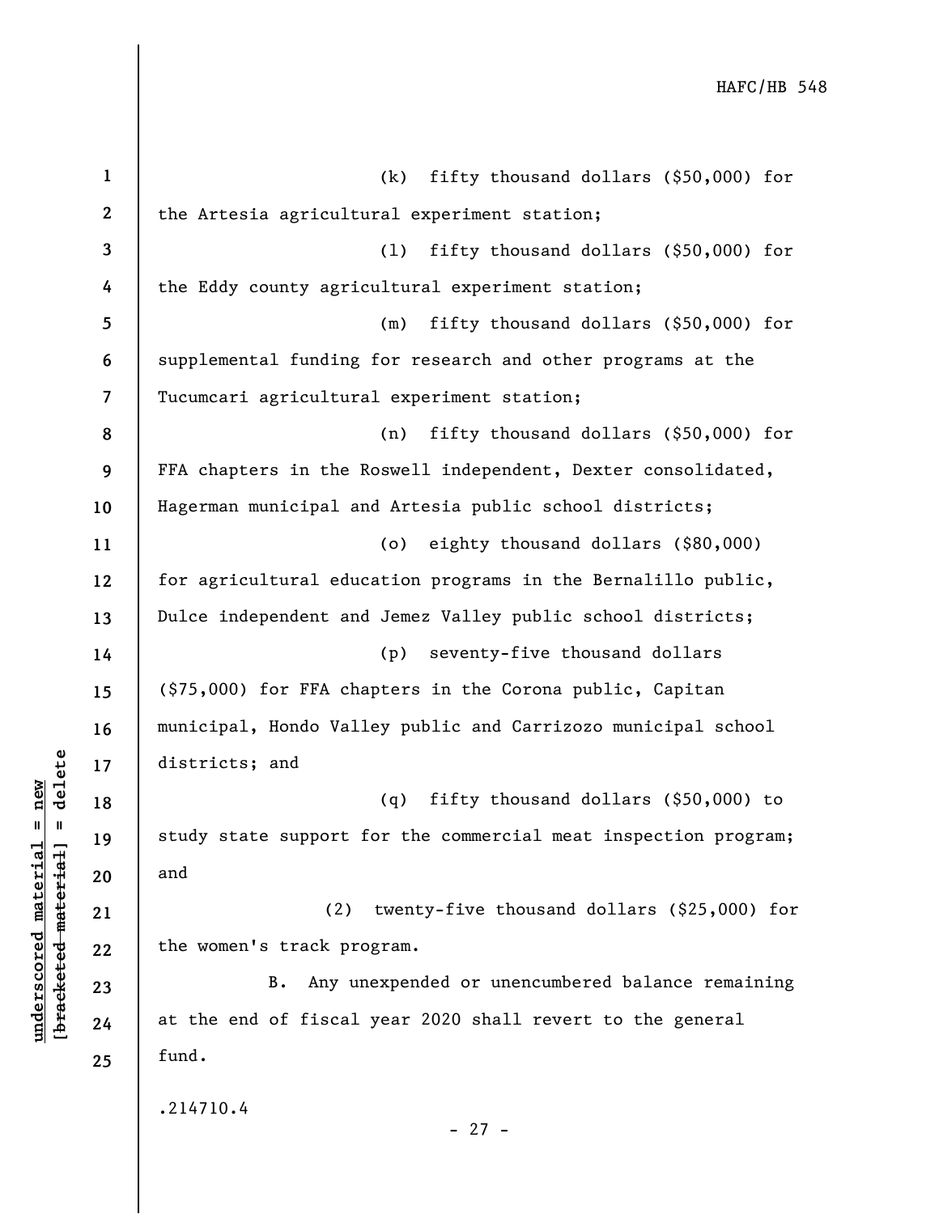(k) fifty thousand dollars ($50,000) for the Artesia agricultural experiment station;

(l) fifty thousand dollars ($50,000) for the Eddy county agricultural experiment station;

(m) fifty thousand dollars ($50,000) for supplemental funding for research and other programs at the Tucumcari agricultural experiment station;

(n) fifty thousand dollars ($50,000) for FFA chapters in the Roswell independent, Dexter consolidated, Hagerman municipal and Artesia public school districts;

(o) eighty thousand dollars ($80,000) for agricultural education programs in the Bernalillo public, Dulce independent and Jemez Valley public school districts;

(p) seventy-five thousand dollars ($75,000) for FFA chapters in the Corona public, Capitan municipal, Hondo Valley public and Carrizozo municipal school districts; and

(q) fifty thousand dollars ($50,000) to study state support for the commercial meat inspection program; and

(2) twenty-five thousand dollars ($25,000) for the women's track program.

B. Any unexpended or unencumbered balance remaining at the end of fiscal year 2020 shall revert to the general fund.

.214710.4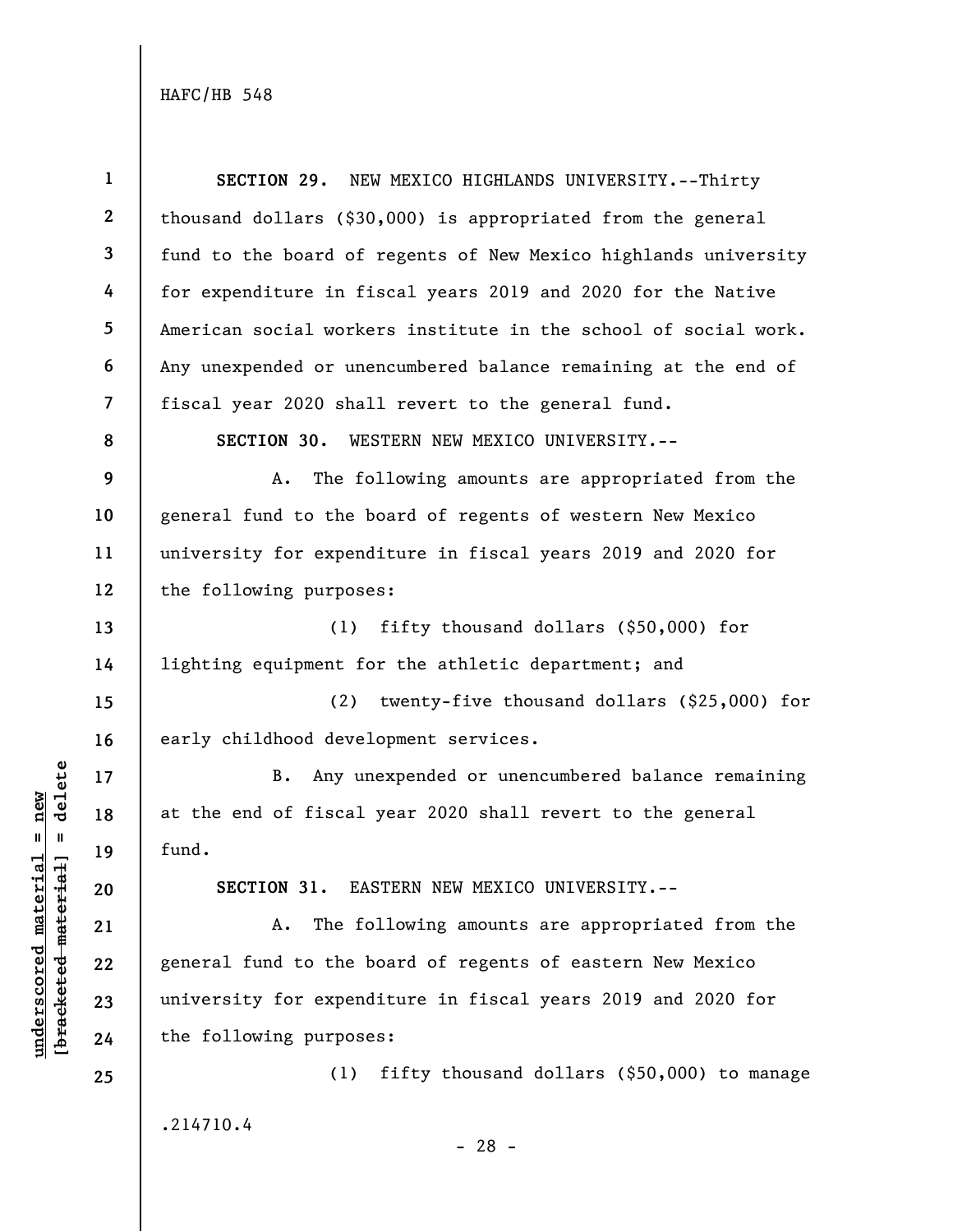**SECTION 29.** NEW MEXICO HIGHLANDS UNIVERSITY.--Thirty thousand dollars ($30,000) is appropriated from the general fund to the board of regents of New Mexico highlands university for expenditure in fiscal years 2019 and 2020 for the Native American social workers institute in the school of social work. Any unexpended or unencumbered balance remaining at the end of fiscal year 2020 shall revert to the general fund.

**SECTION 30.** WESTERN NEW MEXICO UNIVERSITY.--

A. The following amounts are appropriated from the general fund to the board of regents of western New Mexico university for expenditure in fiscal years 2019 and 2020 for the following purposes:

(1) fifty thousand dollars ($50,000) for lighting equipment for the athletic department; and

(2) twenty-five thousand dollars ($25,000) for early childhood development services.

B. Any unexpended or unencumbered balance remaining at the end of fiscal year 2020 shall revert to the general fund.

**SECTION 31.** EASTERN NEW MEXICO UNIVERSITY.--

A. The following amounts are appropriated from the general fund to the board of regents of eastern New Mexico university for expenditure in fiscal years 2019 and 2020 for the following purposes:

(1) fifty thousand dollars ($50,000) to manage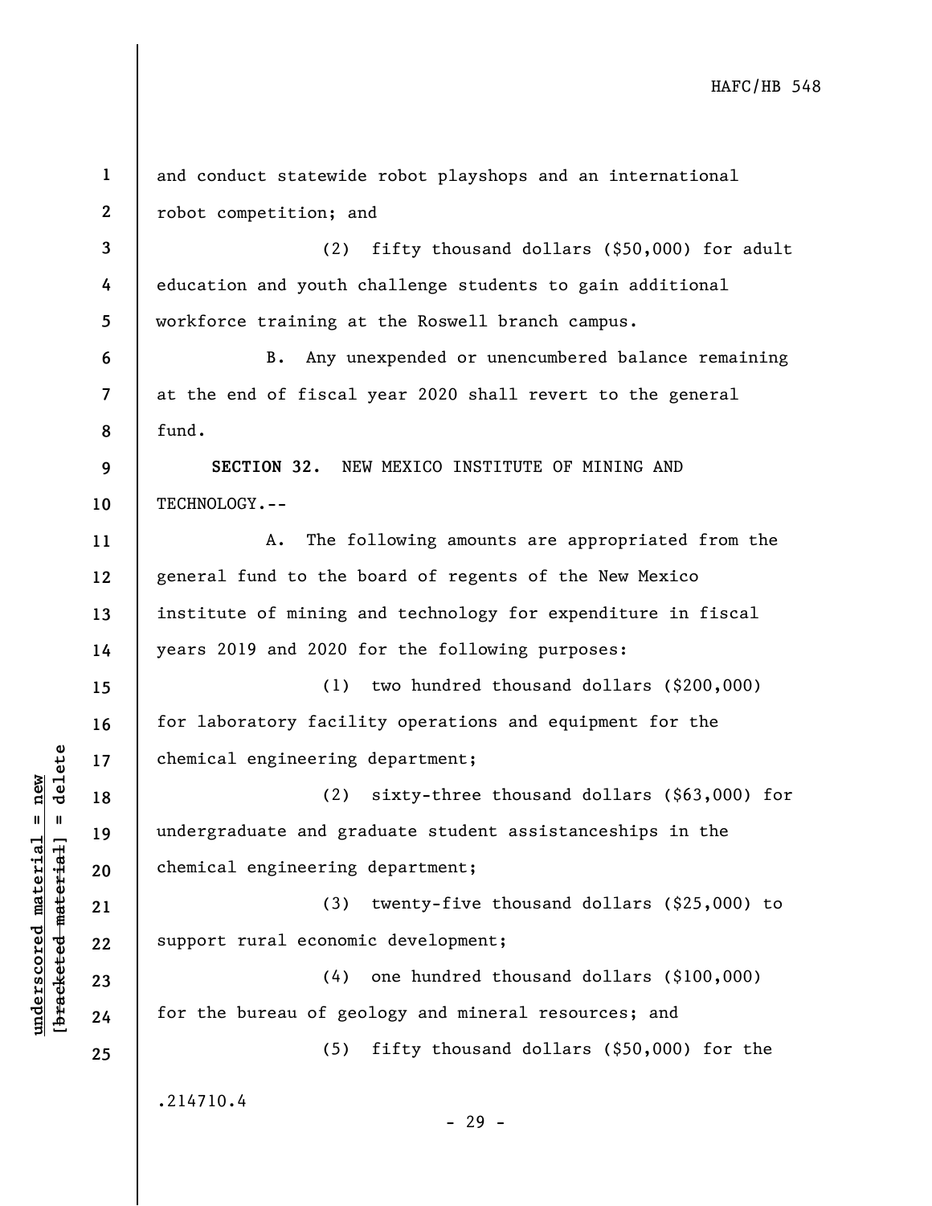and conduct statewide robot playshops and an international robot competition; and

(2) fifty thousand dollars ($50,000) for adult education and youth challenge students to gain additional workforce training at the Roswell branch campus.

B. Any unexpended or unencumbered balance remaining at the end of fiscal year 2020 shall revert to the general fund.

**SECTION 32.** NEW MEXICO INSTITUTE OF MINING AND TECHNOLOGY.--

A. The following amounts are appropriated from the general fund to the board of regents of the New Mexico institute of mining and technology for expenditure in fiscal years 2019 and 2020 for the following purposes:

(1) two hundred thousand dollars ($200,000) for laboratory facility operations and equipment for the chemical engineering department;

(2) sixty-three thousand dollars ($63,000) for undergraduate and graduate student assistanceships in the chemical engineering department;

(3) twenty-five thousand dollars ($25,000) to support rural economic development;

(4) one hundred thousand dollars ($100,000) for the bureau of geology and mineral resources; and

(5) fifty thousand dollars ($50,000) for the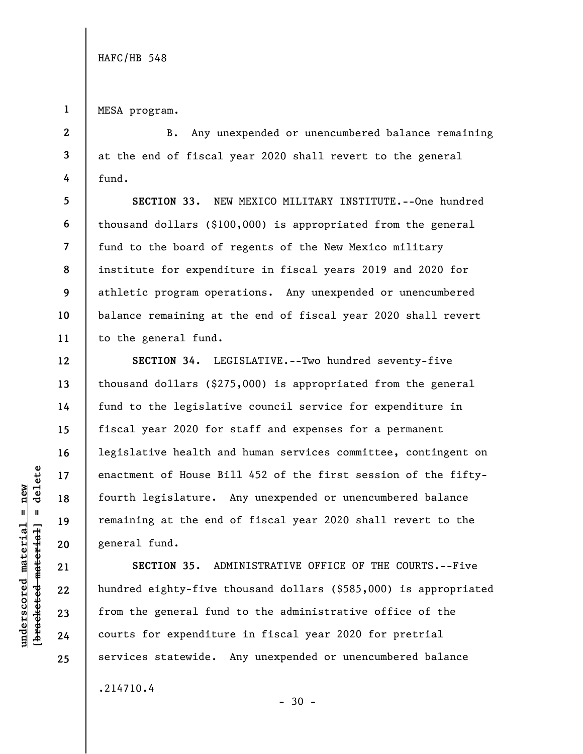MESA program.

B. Any unexpended or unencumbered balance remaining at the end of fiscal year 2020 shall revert to the general fund.

**SECTION 33.** NEW MEXICO MILITARY INSTITUTE.--One hundred thousand dollars ($100,000) is appropriated from the general fund to the board of regents of the New Mexico military institute for expenditure in fiscal years 2019 and 2020 for athletic program operations. Any unexpended or unencumbered balance remaining at the end of fiscal year 2020 shall revert to the general fund.

**SECTION 34.** LEGISLATIVE.--Two hundred seventy-five thousand dollars ($275,000) is appropriated from the general fund to the legislative council service for expenditure in fiscal year 2020 for staff and expenses for a permanent legislative health and human services committee, contingent on enactment of House Bill 452 of the first session of the fifty-fourth legislature. Any unexpended or unencumbered balance remaining at the end of fiscal year 2020 shall revert to the general fund.

**SECTION 35.** ADMINISTRATIVE OFFICE OF THE COURTS.--Five hundred eighty-five thousand dollars ($585,000) is appropriated from the general fund to the administrative office of the courts for expenditure in fiscal year 2020 for pretrial services statewide. Any unexpended or unencumbered balance

.214710.4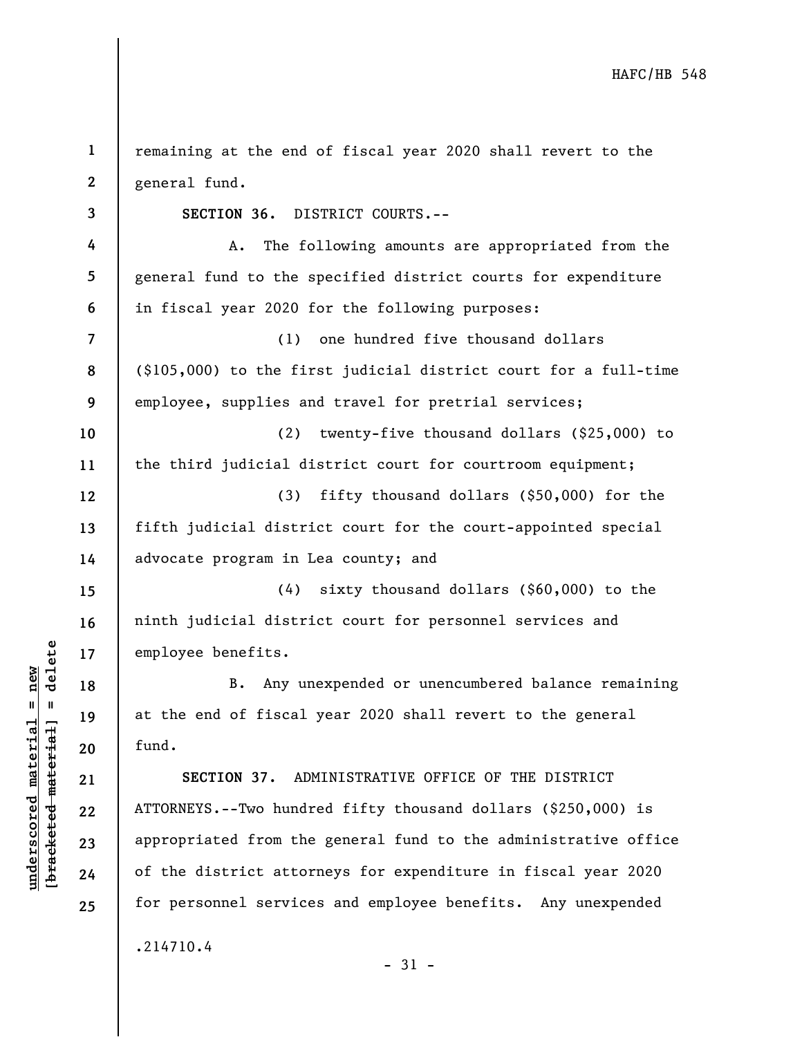remaining at the end of fiscal year 2020 shall revert to the general fund.

**SECTION 36.** DISTRICT COURTS.--

A. The following amounts are appropriated from the general fund to the specified district courts for expenditure in fiscal year 2020 for the following purposes:

(1) one hundred five thousand dollars ($105,000) to the first judicial district court for a full-time employee, supplies and travel for pretrial services;

(2) twenty-five thousand dollars ($25,000) to the third judicial district court for courtroom equipment;

(3) fifty thousand dollars ($50,000) for the fifth judicial district court for the court-appointed special advocate program in Lea county; and

(4) sixty thousand dollars ($60,000) to the ninth judicial district court for personnel services and employee benefits.

B. Any unexpended or unencumbered balance remaining at the end of fiscal year 2020 shall revert to the general fund.

**SECTION 37.** ADMINISTRATIVE OFFICE OF THE DISTRICT ATTORNEYS.--Two hundred fifty thousand dollars ($250,000) is appropriated from the general fund to the administrative office of the district attorneys for expenditure in fiscal year 2020 for personnel services and employee benefits. Any unexpended

.214710.4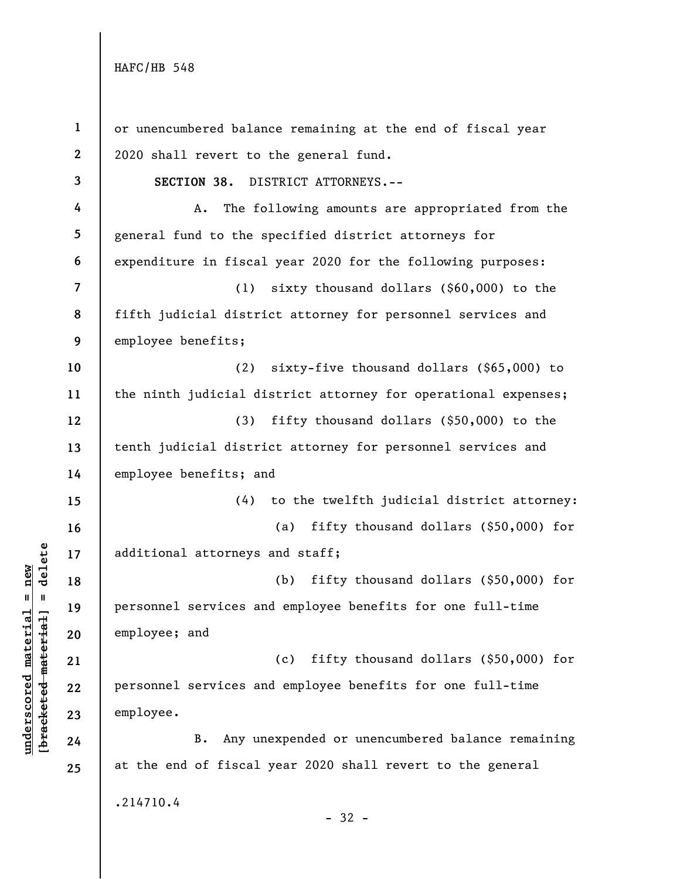or unencumbered balance remaining at the end of fiscal year 2020 shall revert to the general fund.

**SECTION 38.** DISTRICT ATTORNEYS.--

A. The following amounts are appropriated from the general fund to the specified district attorneys for expenditure in fiscal year 2020 for the following purposes:

(1) sixty thousand dollars ($60,000) to the fifth judicial district attorney for personnel services and employee benefits;

(2) sixty-five thousand dollars ($65,000) to the ninth judicial district attorney for operational expenses;

(3) fifty thousand dollars ($50,000) to the tenth judicial district attorney for personnel services and employee benefits; and

(4) to the twelfth judicial district attorney:

(a) fifty thousand dollars ($50,000) for additional attorneys and staff;

(b) fifty thousand dollars ($50,000) for personnel services and employee benefits for one full-time employee; and

(c) fifty thousand dollars ($50,000) for personnel services and employee benefits for one full-time employee.

B. Any unexpended or unencumbered balance remaining at the end of fiscal year 2020 shall revert to the general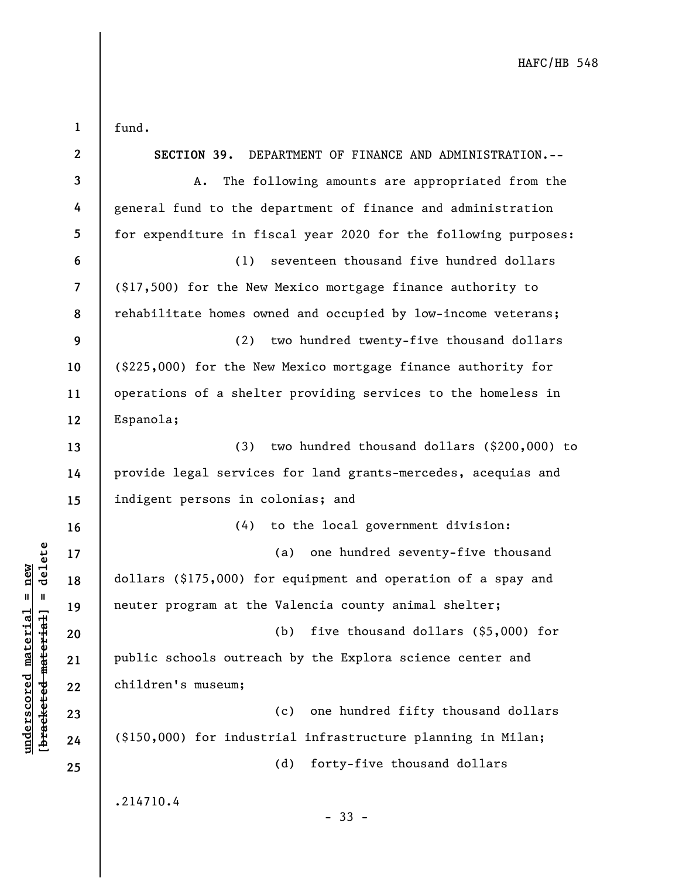fund.

**SECTION 39.** DEPARTMENT OF FINANCE AND ADMINISTRATION.--

A. The following amounts are appropriated from the general fund to the department of finance and administration for expenditure in fiscal year 2020 for the following purposes:

(1) seventeen thousand five hundred dollars ($17,500) for the New Mexico mortgage finance authority to rehabilitate homes owned and occupied by low-income veterans;

(2) two hundred twenty-five thousand dollars ($225,000) for the New Mexico mortgage finance authority for operations of a shelter providing services to the homeless in Espanola;

(3) two hundred thousand dollars ($200,000) to provide legal services for land grants-mercedes, acequias and indigent persons in colonias; and

(4) to the local government division:

(a) one hundred seventy-five thousand dollars ($175,000) for equipment and operation of a spay and neuter program at the Valencia county animal shelter;

(b) five thousand dollars ($5,000) for public schools outreach by the Explora science center and children's museum;

(c) one hundred fifty thousand dollars ($150,000) for industrial infrastructure planning in Milan;

(d) forty-five thousand dollars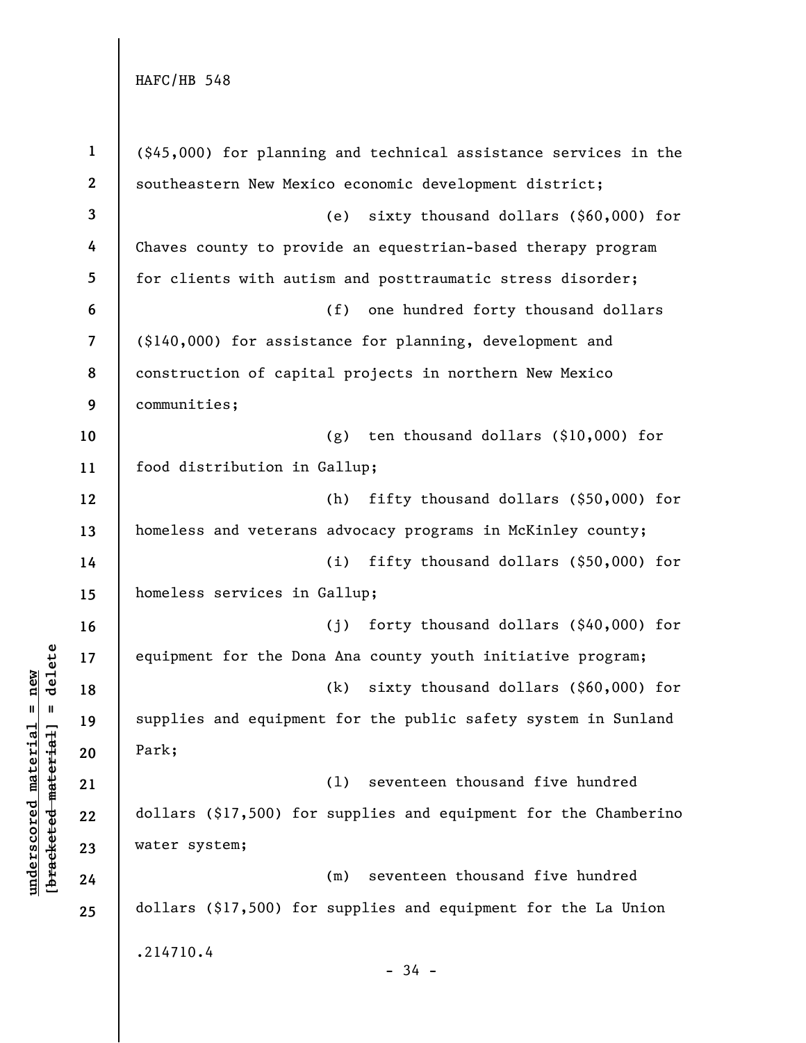($45,000) for planning and technical assistance services in the southeastern New Mexico economic development district;

(e) sixty thousand dollars ($60,000) for Chaves county to provide an equestrian-based therapy program for clients with autism and posttraumatic stress disorder;

(f) one hundred forty thousand dollars ($140,000) for assistance for planning, development and construction of capital projects in northern New Mexico communities;

(g) ten thousand dollars ($10,000) for food distribution in Gallup;

(h) fifty thousand dollars ($50,000) for homeless and veterans advocacy programs in McKinley county;

(i) fifty thousand dollars ($50,000) for homeless services in Gallup;

(j) forty thousand dollars ($40,000) for equipment for the Dona Ana county youth initiative program;

(k) sixty thousand dollars ($60,000) for supplies and equipment for the public safety system in Sunland Park;

(l) seventeen thousand five hundred dollars ($17,500) for supplies and equipment for the Chamberino water system;

(m) seventeen thousand five hundred dollars ($17,500) for supplies and equipment for the La Union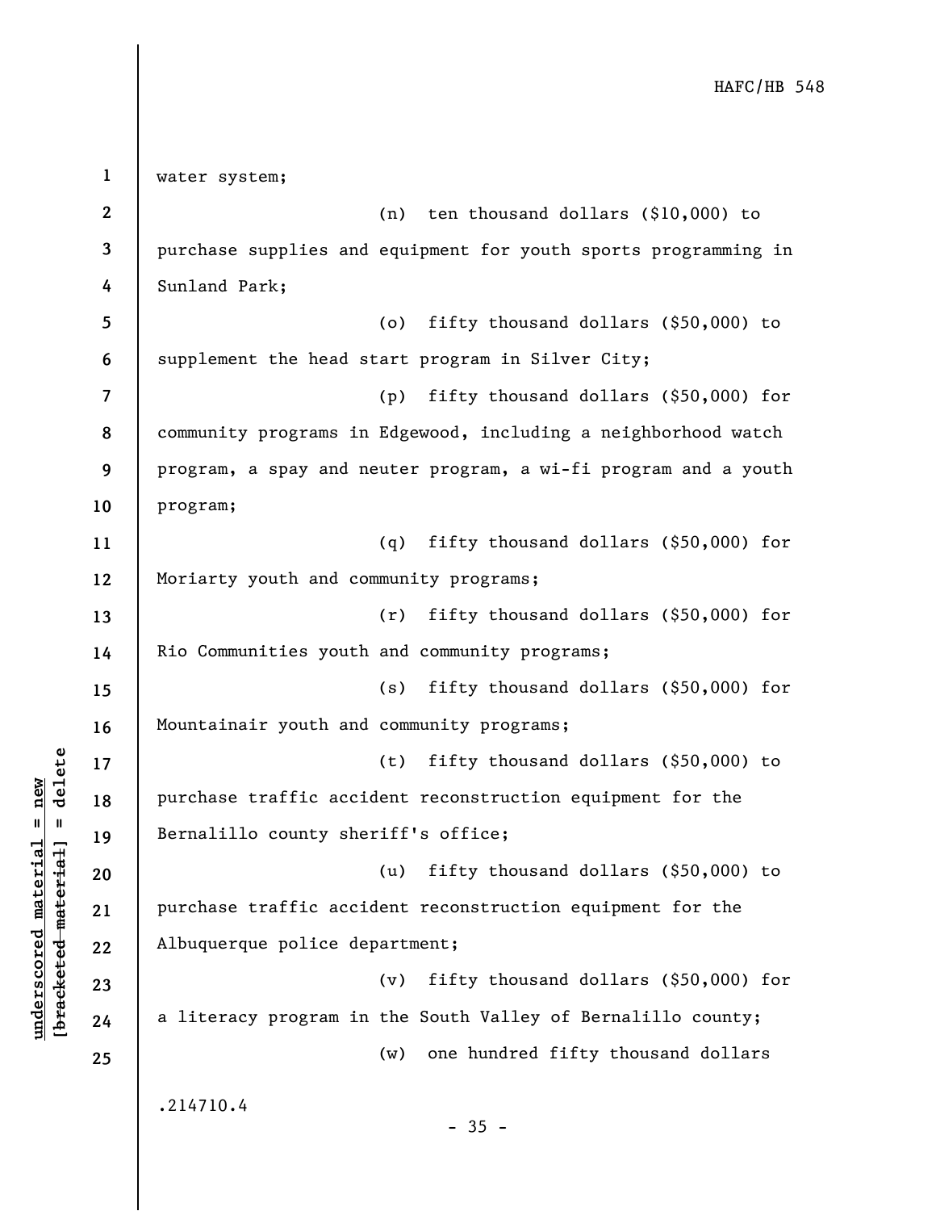water system;

(n) ten thousand dollars ($10,000) to purchase supplies and equipment for youth sports programming in Sunland Park;

(o) fifty thousand dollars ($50,000) to supplement the head start program in Silver City;

(p) fifty thousand dollars ($50,000) for community programs in Edgewood, including a neighborhood watch program, a spay and neuter program, a wi-fi program and a youth program;

(q) fifty thousand dollars ($50,000) for Moriarty youth and community programs;

(r) fifty thousand dollars ($50,000) for Rio Communities youth and community programs;

(s) fifty thousand dollars ($50,000) for Mountainair youth and community programs;

(t) fifty thousand dollars ($50,000) to purchase traffic accident reconstruction equipment for the Bernalillo county sheriff's office;

(u) fifty thousand dollars ($50,000) to purchase traffic accident reconstruction equipment for the Albuquerque police department;

(v) fifty thousand dollars ($50,000) for a literacy program in the South Valley of Bernalillo county;

(w) one hundred fifty thousand dollars

.214710.4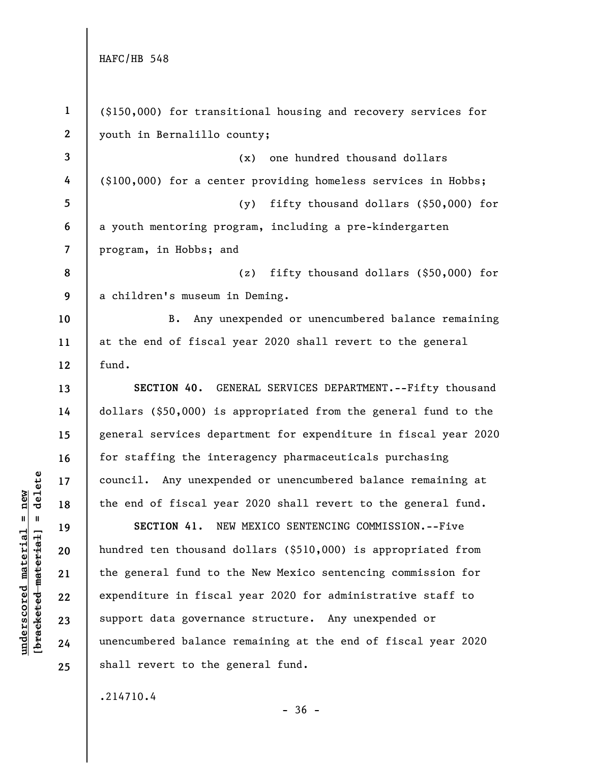($150,000) for transitional housing and recovery services for youth in Bernalillo county;

(x) one hundred thousand dollars ($100,000) for a center providing homeless services in Hobbs;

(y) fifty thousand dollars ($50,000) for a youth mentoring program, including a pre-kindergarten program, in Hobbs; and

(z) fifty thousand dollars ($50,000) for a children's museum in Deming.

B. Any unexpended or unencumbered balance remaining at the end of fiscal year 2020 shall revert to the general fund.

**SECTION 40.** GENERAL SERVICES DEPARTMENT.--Fifty thousand dollars ($50,000) is appropriated from the general fund to the general services department for expenditure in fiscal year 2020 for staffing the interagency pharmaceuticals purchasing council. Any unexpended or unencumbered balance remaining at the end of fiscal year 2020 shall revert to the general fund.

**SECTION 41.** NEW MEXICO SENTENCING COMMISSION.--Five hundred ten thousand dollars ($510,000) is appropriated from the general fund to the New Mexico sentencing commission for expenditure in fiscal year 2020 for administrative staff to support data governance structure. Any unexpended or unencumbered balance remaining at the end of fiscal year 2020 shall revert to the general fund.

.214710.4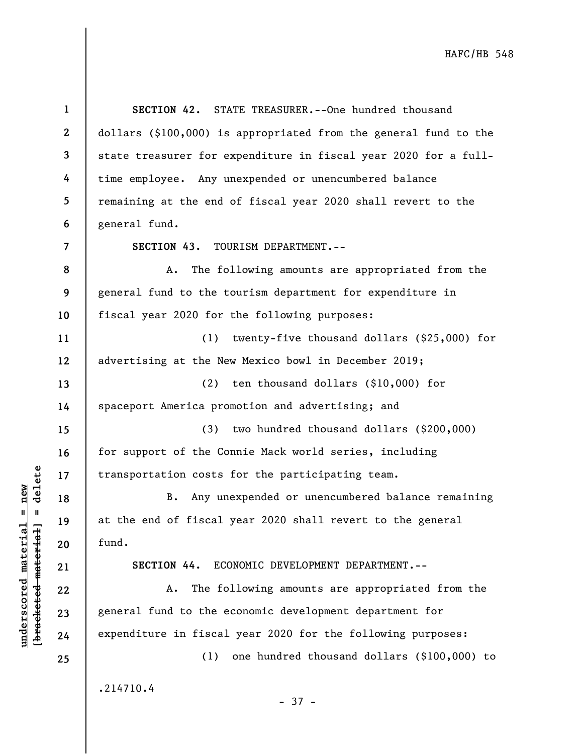**SECTION 42.** STATE TREASURER.--One hundred thousand dollars ($100,000) is appropriated from the general fund to the state treasurer for expenditure in fiscal year 2020 for a full-time employee. Any unexpended or unencumbered balance remaining at the end of fiscal year 2020 shall revert to the general fund.

**SECTION 43.** TOURISM DEPARTMENT.--

A. The following amounts are appropriated from the general fund to the tourism department for expenditure in fiscal year 2020 for the following purposes:

(1) twenty-five thousand dollars ($25,000) for advertising at the New Mexico bowl in December 2019;

(2) ten thousand dollars ($10,000) for spaceport America promotion and advertising; and

(3) two hundred thousand dollars ($200,000) for support of the Connie Mack world series, including transportation costs for the participating team.

B. Any unexpended or unencumbered balance remaining at the end of fiscal year 2020 shall revert to the general fund.

**SECTION 44.** ECONOMIC DEVELOPMENT DEPARTMENT.--

A. The following amounts are appropriated from the general fund to the economic development department for expenditure in fiscal year 2020 for the following purposes:

(1) one hundred thousand dollars ($100,000) to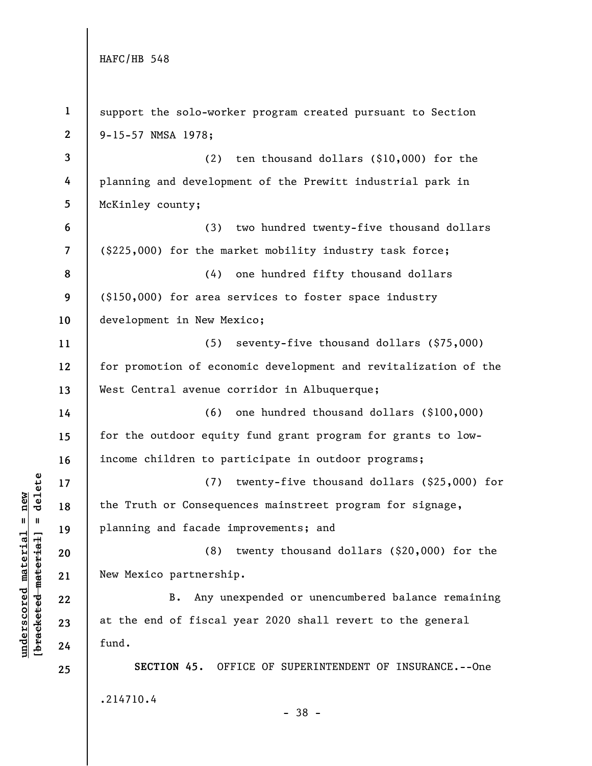support the solo-worker program created pursuant to Section 9-15-57 NMSA 1978;

(2) ten thousand dollars ($10,000) for the planning and development of the Prewitt industrial park in McKinley county;

(3) two hundred twenty-five thousand dollars ($225,000) for the market mobility industry task force;

(4) one hundred fifty thousand dollars ($150,000) for area services to foster space industry development in New Mexico;

(5) seventy-five thousand dollars ($75,000) for promotion of economic development and revitalization of the West Central avenue corridor in Albuquerque;

(6) one hundred thousand dollars ($100,000) for the outdoor equity fund grant program for grants to low-income children to participate in outdoor programs;

(7) twenty-five thousand dollars ($25,000) for the Truth or Consequences mainstreet program for signage, planning and facade improvements; and

(8) twenty thousand dollars ($20,000) for the New Mexico partnership.

B. Any unexpended or unencumbered balance remaining at the end of fiscal year 2020 shall revert to the general fund.

**SECTION 45.** OFFICE OF SUPERINTENDENT OF INSURANCE.--One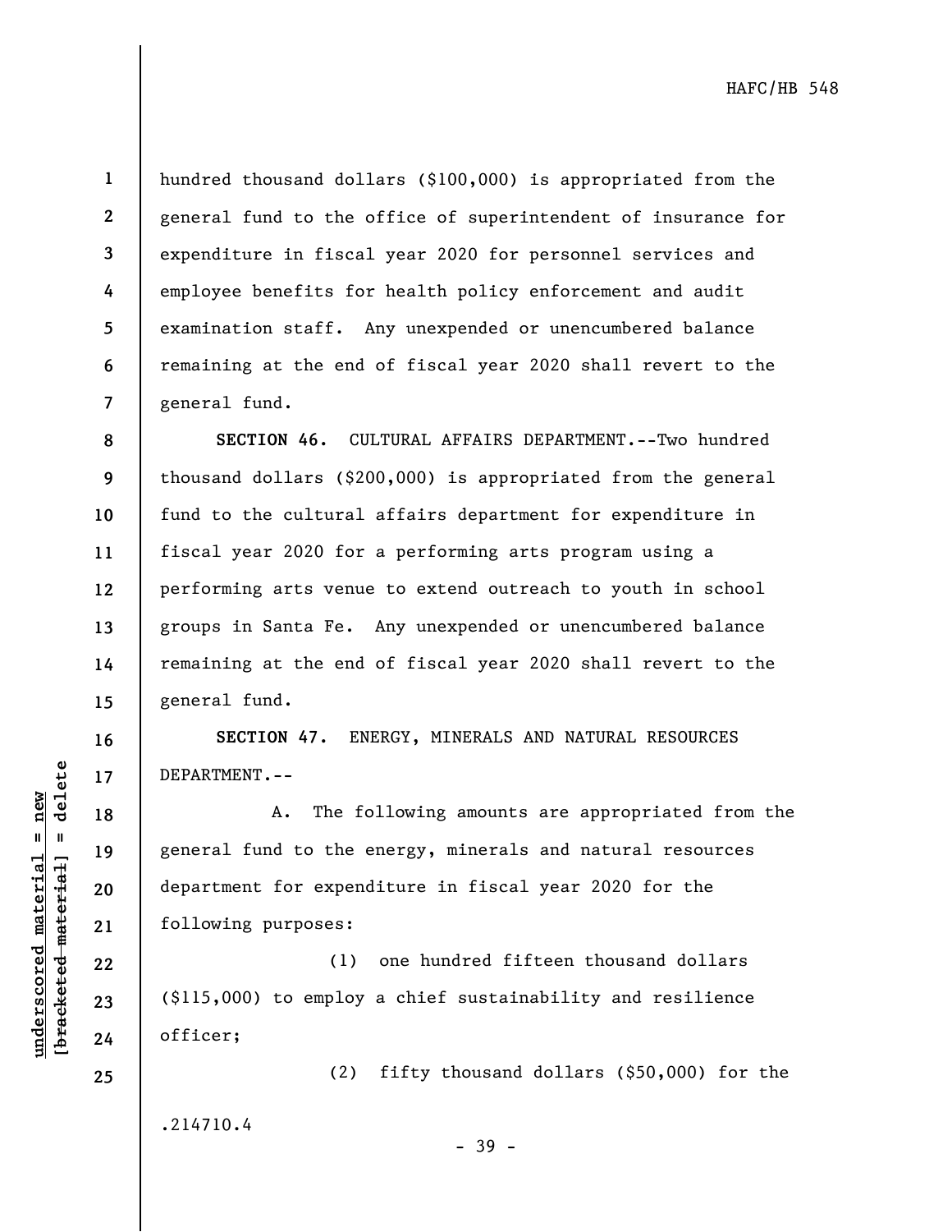hundred thousand dollars ($100,000) is appropriated from the general fund to the office of superintendent of insurance for expenditure in fiscal year 2020 for personnel services and employee benefits for health policy enforcement and audit examination staff. Any unexpended or unencumbered balance remaining at the end of fiscal year 2020 shall revert to the general fund.

**SECTION 46.** CULTURAL AFFAIRS DEPARTMENT.--Two hundred thousand dollars ($200,000) is appropriated from the general fund to the cultural affairs department for expenditure in fiscal year 2020 for a performing arts program using a performing arts venue to extend outreach to youth in school groups in Santa Fe. Any unexpended or unencumbered balance remaining at the end of fiscal year 2020 shall revert to the general fund.

**SECTION 47.** ENERGY, MINERALS AND NATURAL RESOURCES DEPARTMENT.--

A. The following amounts are appropriated from the general fund to the energy, minerals and natural resources department for expenditure in fiscal year 2020 for the following purposes:

(1) one hundred fifteen thousand dollars ($115,000) to employ a chief sustainability and resilience officer;

(2) fifty thousand dollars ($50,000) for the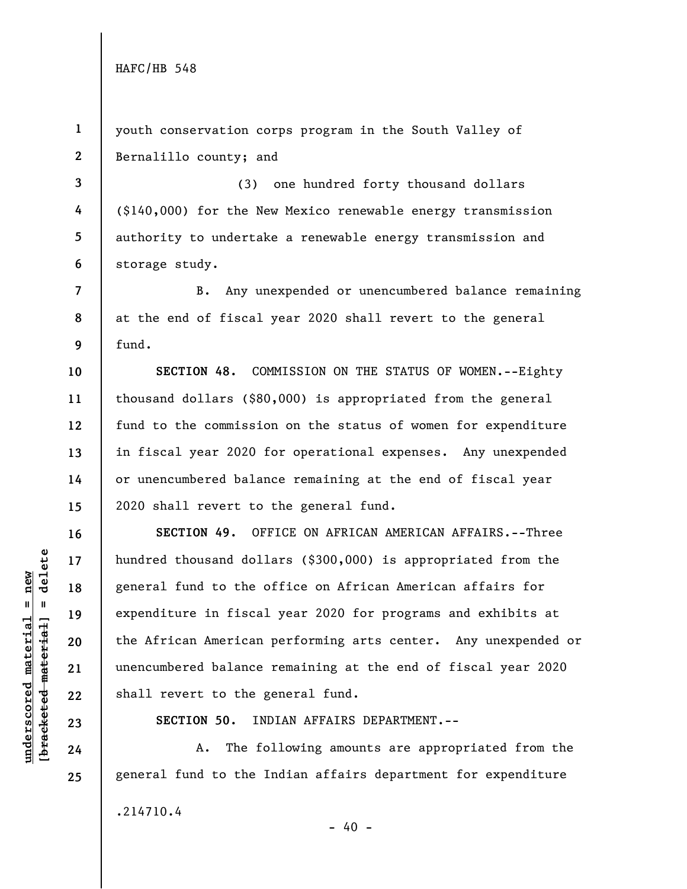youth conservation corps program in the South Valley of Bernalillo county; and

(3) one hundred forty thousand dollars ($140,000) for the New Mexico renewable energy transmission authority to undertake a renewable energy transmission and storage study.

B. Any unexpended or unencumbered balance remaining at the end of fiscal year 2020 shall revert to the general fund.

**SECTION 48.** COMMISSION ON THE STATUS OF WOMEN.--Eighty thousand dollars ($80,000) is appropriated from the general fund to the commission on the status of women for expenditure in fiscal year 2020 for operational expenses. Any unexpended or unencumbered balance remaining at the end of fiscal year 2020 shall revert to the general fund.

**SECTION 49.** OFFICE ON AFRICAN AMERICAN AFFAIRS.--Three hundred thousand dollars ($300,000) is appropriated from the general fund to the office on African American affairs for expenditure in fiscal year 2020 for programs and exhibits at the African American performing arts center. Any unexpended or unencumbered balance remaining at the end of fiscal year 2020 shall revert to the general fund.

**SECTION 50.** INDIAN AFFAIRS DEPARTMENT.--

A. The following amounts are appropriated from the general fund to the Indian affairs department for expenditure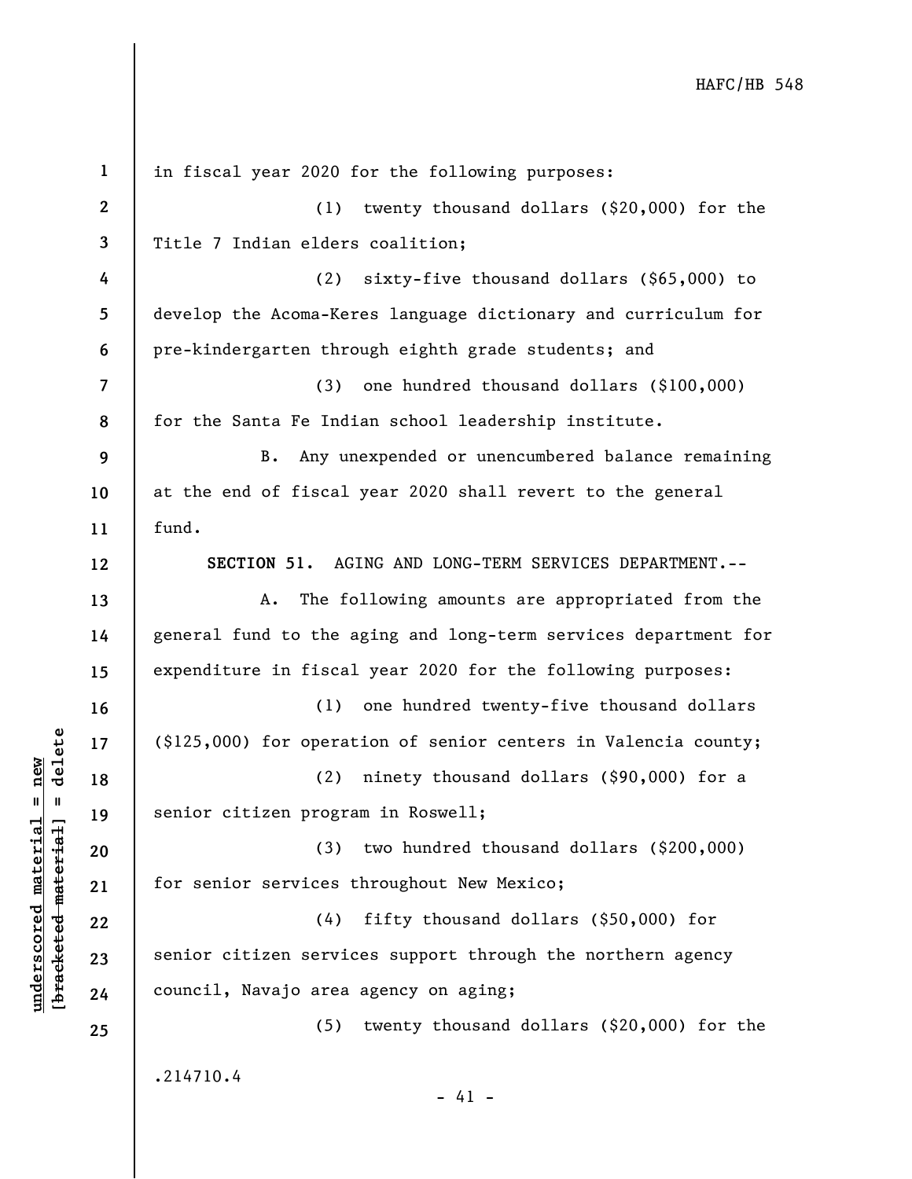in fiscal year 2020 for the following purposes:

(1) twenty thousand dollars ($20,000) for the Title 7 Indian elders coalition;

(2) sixty-five thousand dollars ($65,000) to develop the Acoma-Keres language dictionary and curriculum for pre-kindergarten through eighth grade students; and

(3) one hundred thousand dollars ($100,000) for the Santa Fe Indian school leadership institute.

B. Any unexpended or unencumbered balance remaining at the end of fiscal year 2020 shall revert to the general fund.

**SECTION 51.** AGING AND LONG-TERM SERVICES DEPARTMENT.--

A. The following amounts are appropriated from the general fund to the aging and long-term services department for expenditure in fiscal year 2020 for the following purposes:

(1) one hundred twenty-five thousand dollars ($125,000) for operation of senior centers in Valencia county;

(2) ninety thousand dollars ($90,000) for a senior citizen program in Roswell;

(3) two hundred thousand dollars ($200,000) for senior services throughout New Mexico;

(4) fifty thousand dollars ($50,000) for senior citizen services support through the northern agency council, Navajo area agency on aging;

(5) twenty thousand dollars ($20,000) for the

.214710.4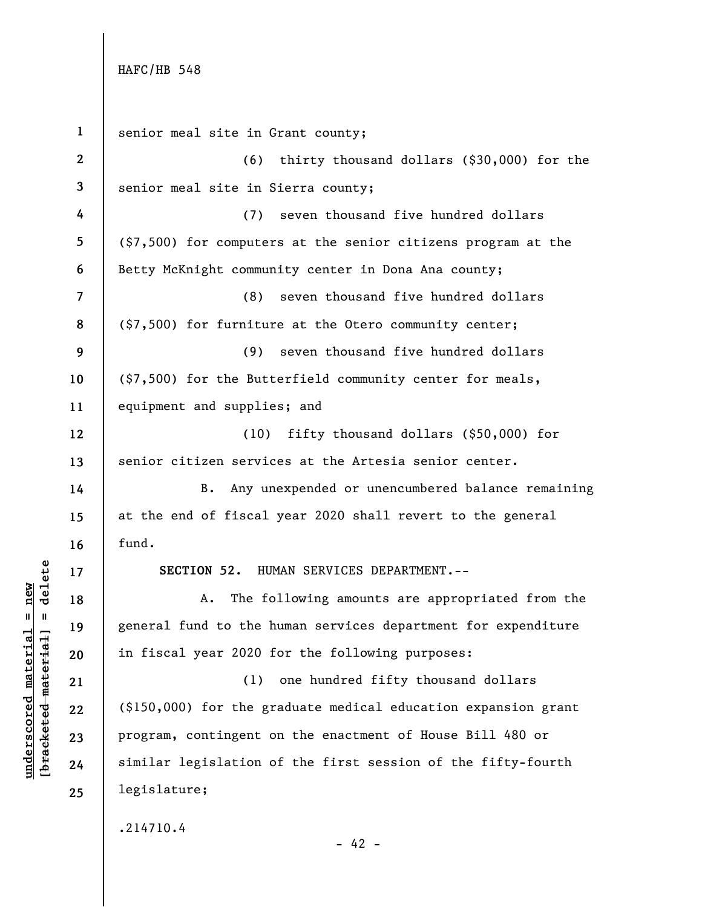senior meal site in Grant county;

(6) thirty thousand dollars ($30,000) for the senior meal site in Sierra county;

(7) seven thousand five hundred dollars ($7,500) for computers at the senior citizens program at the Betty McKnight community center in Dona Ana county;

(8) seven thousand five hundred dollars ($7,500) for furniture at the Otero community center;

(9) seven thousand five hundred dollars ($7,500) for the Butterfield community center for meals, equipment and supplies; and

(10) fifty thousand dollars ($50,000) for senior citizen services at the Artesia senior center.

B. Any unexpended or unencumbered balance remaining at the end of fiscal year 2020 shall revert to the general fund.

**SECTION 52.** HUMAN SERVICES DEPARTMENT.--

A. The following amounts are appropriated from the general fund to the human services department for expenditure in fiscal year 2020 for the following purposes:

(1) one hundred fifty thousand dollars ($150,000) for the graduate medical education expansion grant program, contingent on the enactment of House Bill 480 or similar legislation of the first session of the fifty-fourth legislature;

.214710.4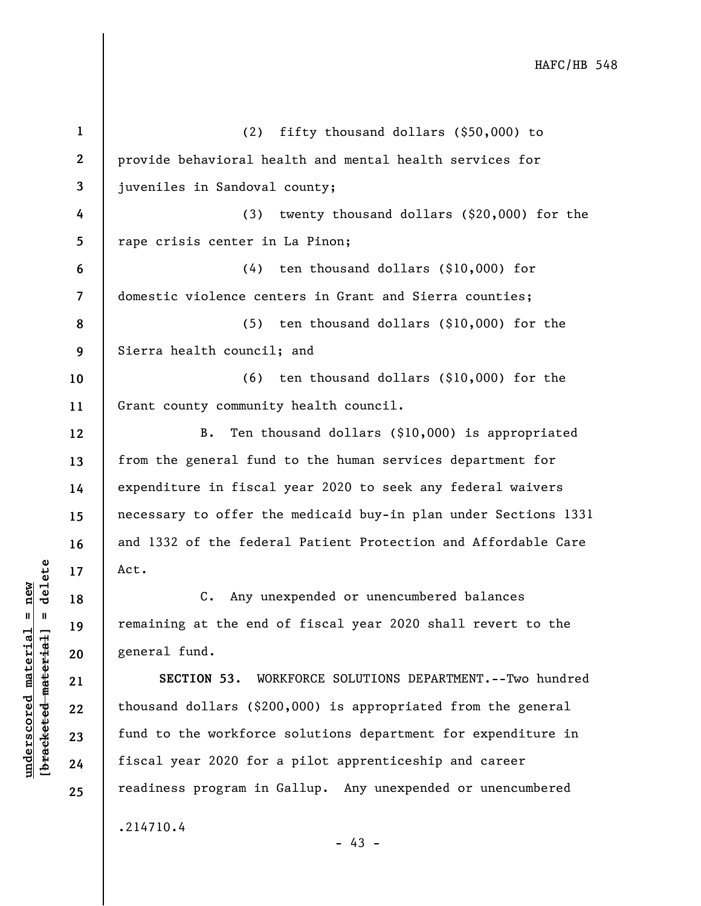(2) fifty thousand dollars ($50,000) to provide behavioral health and mental health services for juveniles in Sandoval county;

(3) twenty thousand dollars ($20,000) for the rape crisis center in La Pinon;

(4) ten thousand dollars ($10,000) for domestic violence centers in Grant and Sierra counties;

(5) ten thousand dollars ($10,000) for the Sierra health council; and

(6) ten thousand dollars ($10,000) for the Grant county community health council.

B. Ten thousand dollars ($10,000) is appropriated from the general fund to the human services department for expenditure in fiscal year 2020 to seek any federal waivers necessary to offer the medicaid buy-in plan under Sections 1331 and 1332 of the federal Patient Protection and Affordable Care Act.

C. Any unexpended or unencumbered balances remaining at the end of fiscal year 2020 shall revert to the general fund.

**SECTION 53.** WORKFORCE SOLUTIONS DEPARTMENT.--Two hundred thousand dollars ($200,000) is appropriated from the general fund to the workforce solutions department for expenditure in fiscal year 2020 for a pilot apprenticeship and career readiness program in Gallup. Any unexpended or unencumbered

.214710.4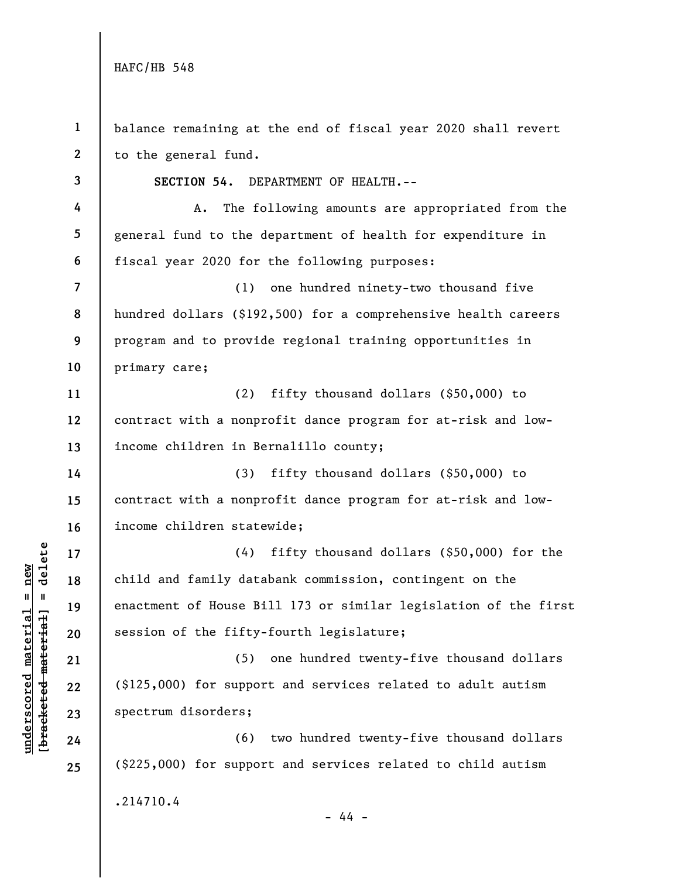balance remaining at the end of fiscal year 2020 shall revert to the general fund.

**SECTION 54.** DEPARTMENT OF HEALTH.--

A. The following amounts are appropriated from the general fund to the department of health for expenditure in fiscal year 2020 for the following purposes:

(1) one hundred ninety-two thousand five hundred dollars ($192,500) for a comprehensive health careers program and to provide regional training opportunities in primary care;

(2) fifty thousand dollars ($50,000) to contract with a nonprofit dance program for at-risk and low-income children in Bernalillo county;

(3) fifty thousand dollars ($50,000) to contract with a nonprofit dance program for at-risk and low-income children statewide;

(4) fifty thousand dollars ($50,000) for the child and family databank commission, contingent on the enactment of House Bill 173 or similar legislation of the first session of the fifty-fourth legislature;

(5) one hundred twenty-five thousand dollars ($125,000) for support and services related to adult autism spectrum disorders;

(6) two hundred twenty-five thousand dollars ($225,000) for support and services related to child autism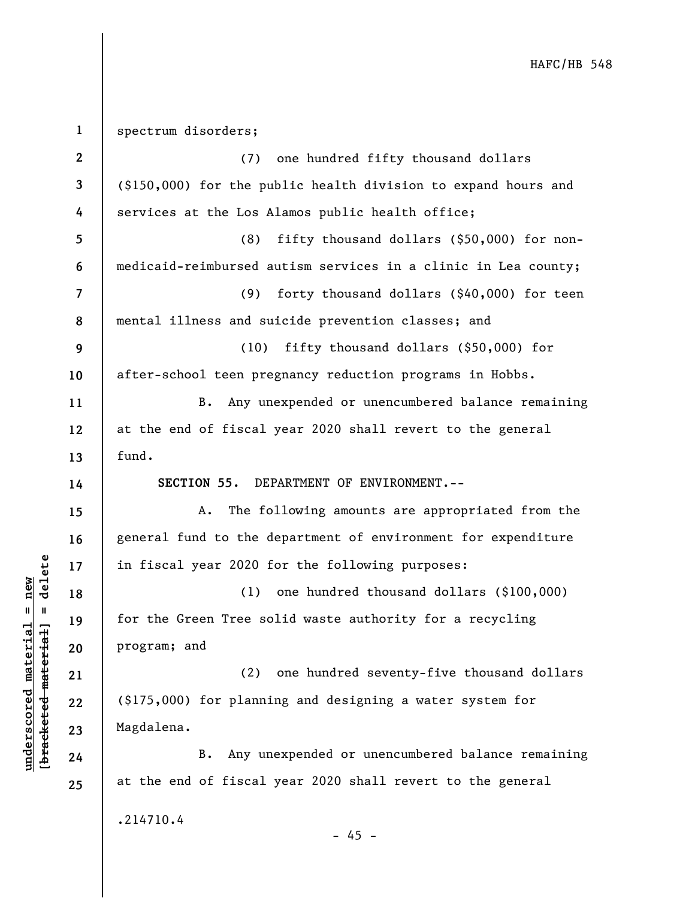spectrum disorders;

(7) one hundred fifty thousand dollars ($150,000) for the public health division to expand hours and services at the Los Alamos public health office;

(8) fifty thousand dollars ($50,000) for non-medicaid-reimbursed autism services in a clinic in Lea county;

(9) forty thousand dollars ($40,000) for teen mental illness and suicide prevention classes; and

(10) fifty thousand dollars ($50,000) for after-school teen pregnancy reduction programs in Hobbs.

B. Any unexpended or unencumbered balance remaining at the end of fiscal year 2020 shall revert to the general fund.

**SECTION 55.** DEPARTMENT OF ENVIRONMENT.--

A. The following amounts are appropriated from the general fund to the department of environment for expenditure in fiscal year 2020 for the following purposes:

(1) one hundred thousand dollars ($100,000) for the Green Tree solid waste authority for a recycling program; and

(2) one hundred seventy-five thousand dollars ($175,000) for planning and designing a water system for Magdalena.

B. Any unexpended or unencumbered balance remaining at the end of fiscal year 2020 shall revert to the general

.214710.4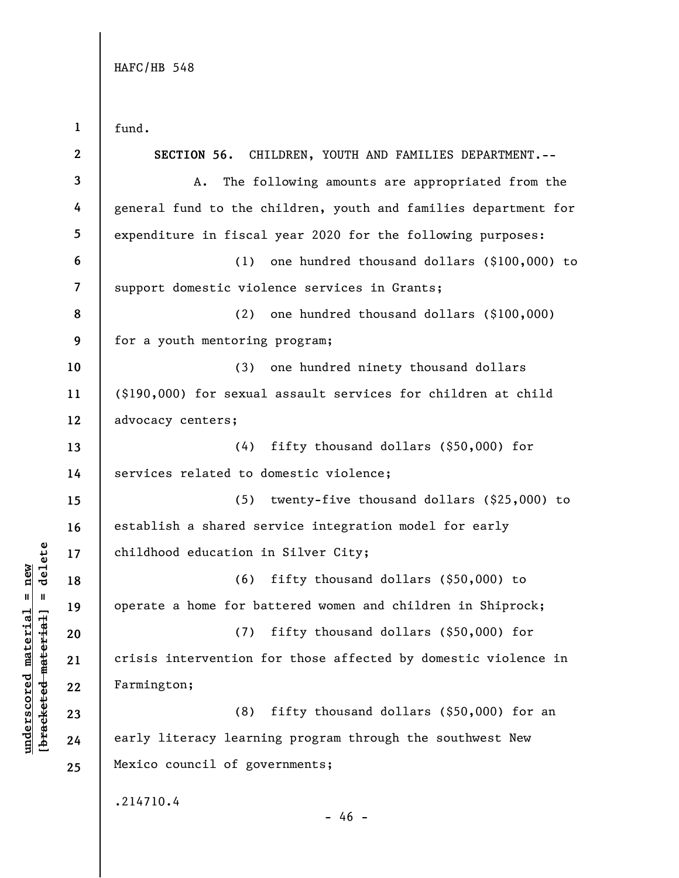fund.

**SECTION 56.** CHILDREN, YOUTH AND FAMILIES DEPARTMENT.--

A. The following amounts are appropriated from the general fund to the children, youth and families department for expenditure in fiscal year 2020 for the following purposes:

(1) one hundred thousand dollars ($100,000) to support domestic violence services in Grants;

(2) one hundred thousand dollars ($100,000) for a youth mentoring program;

(3) one hundred ninety thousand dollars ($190,000) for sexual assault services for children at child advocacy centers;

(4) fifty thousand dollars ($50,000) for services related to domestic violence;

(5) twenty-five thousand dollars ($25,000) to establish a shared service integration model for early childhood education in Silver City;

(6) fifty thousand dollars ($50,000) to operate a home for battered women and children in Shiprock;

(7) fifty thousand dollars ($50,000) for crisis intervention for those affected by domestic violence in Farmington;

(8) fifty thousand dollars ($50,000) for an early literacy learning program through the southwest New Mexico council of governments;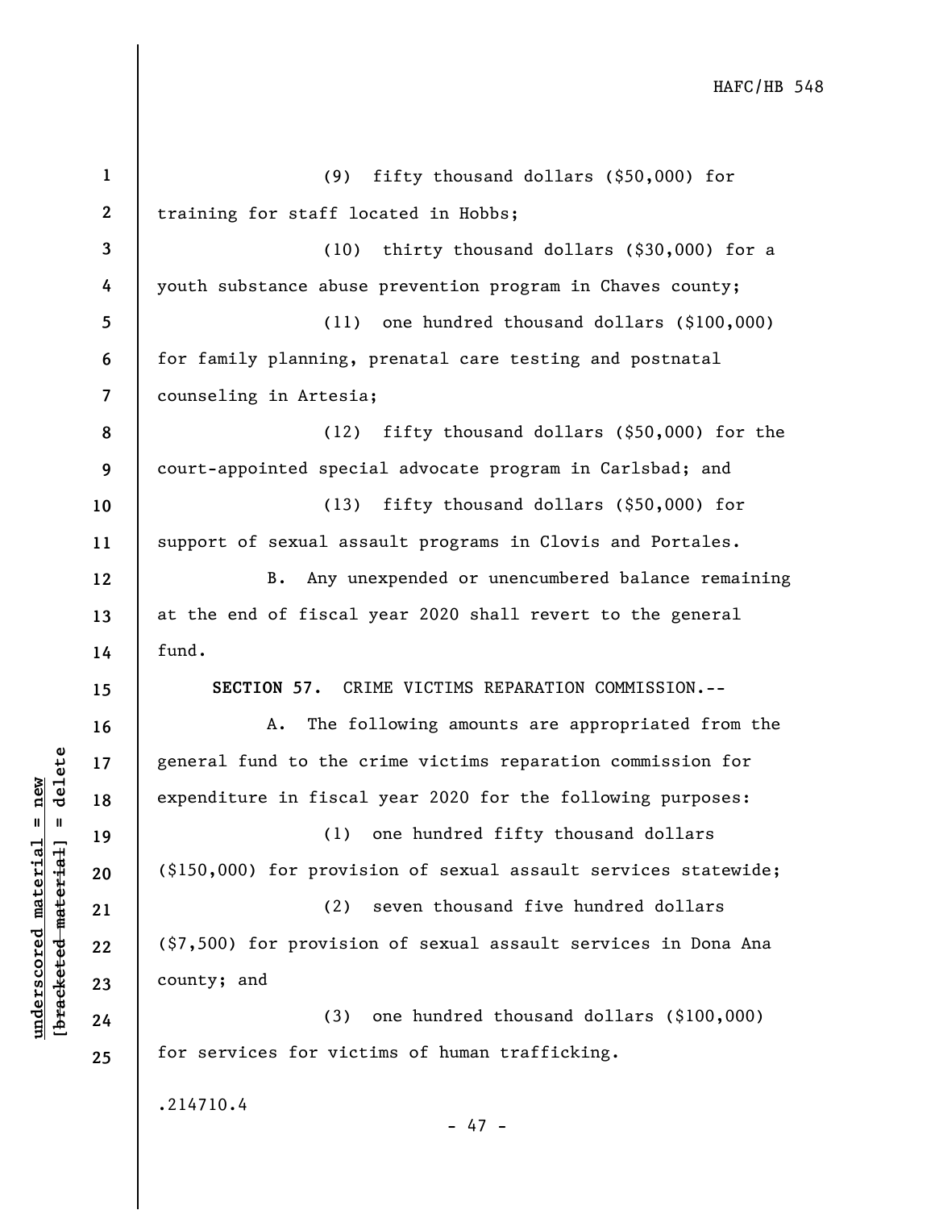(9) fifty thousand dollars ($50,000) for training for staff located in Hobbs;

(10) thirty thousand dollars ($30,000) for a youth substance abuse prevention program in Chaves county;

(11) one hundred thousand dollars ($100,000) for family planning, prenatal care testing and postnatal counseling in Artesia;

(12) fifty thousand dollars ($50,000) for the court-appointed special advocate program in Carlsbad; and

(13) fifty thousand dollars ($50,000) for support of sexual assault programs in Clovis and Portales.

B. Any unexpended or unencumbered balance remaining at the end of fiscal year 2020 shall revert to the general fund.

**SECTION 57.** CRIME VICTIMS REPARATION COMMISSION.--

A. The following amounts are appropriated from the general fund to the crime victims reparation commission for expenditure in fiscal year 2020 for the following purposes:

(1) one hundred fifty thousand dollars ($150,000) for provision of sexual assault services statewide;

(2) seven thousand five hundred dollars ($7,500) for provision of sexual assault services in Dona Ana county; and

(3) one hundred thousand dollars ($100,000) for services for victims of human trafficking.

.214710.4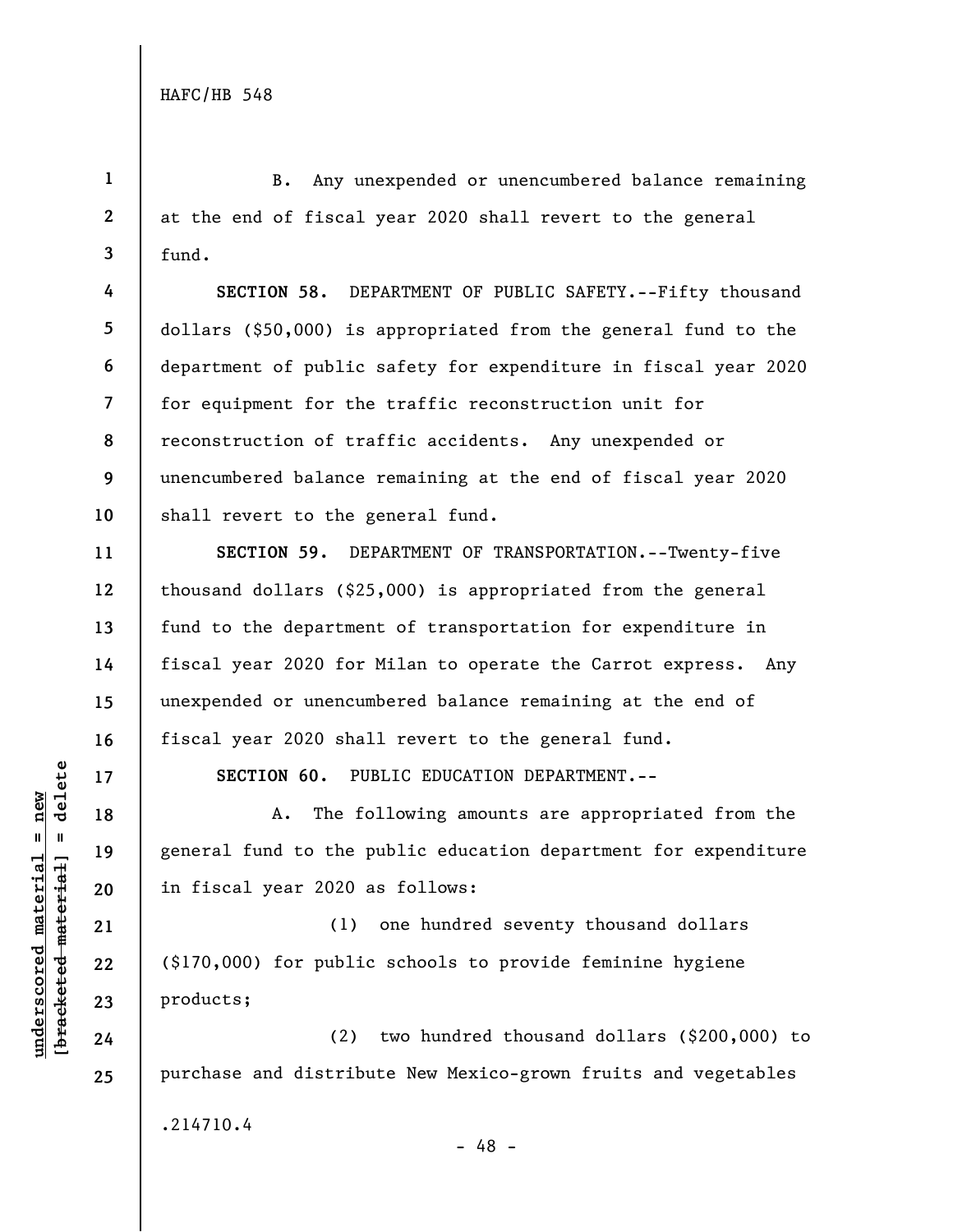B. Any unexpended or unencumbered balance remaining at the end of fiscal year 2020 shall revert to the general fund.

**SECTION 58.** DEPARTMENT OF PUBLIC SAFETY.--Fifty thousand dollars ($50,000) is appropriated from the general fund to the department of public safety for expenditure in fiscal year 2020 for equipment for the traffic reconstruction unit for reconstruction of traffic accidents. Any unexpended or unencumbered balance remaining at the end of fiscal year 2020 shall revert to the general fund.

**SECTION 59.** DEPARTMENT OF TRANSPORTATION.--Twenty-five thousand dollars ($25,000) is appropriated from the general fund to the department of transportation for expenditure in fiscal year 2020 for Milan to operate the Carrot express. Any unexpended or unencumbered balance remaining at the end of fiscal year 2020 shall revert to the general fund.

**SECTION 60.** PUBLIC EDUCATION DEPARTMENT.--

A. The following amounts are appropriated from the general fund to the public education department for expenditure in fiscal year 2020 as follows:

(1) one hundred seventy thousand dollars ($170,000) for public schools to provide feminine hygiene products;

(2) two hundred thousand dollars ($200,000) to purchase and distribute New Mexico-grown fruits and vegetables

.214710.4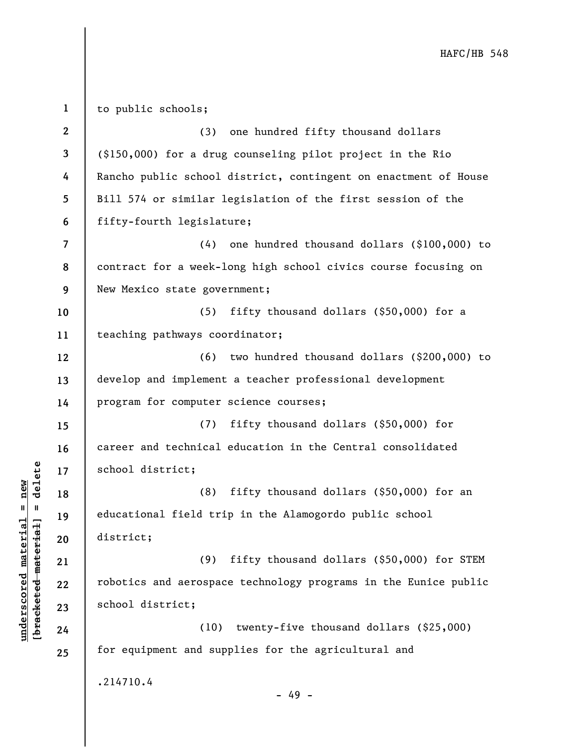to public schools;

(3) one hundred fifty thousand dollars ($150,000) for a drug counseling pilot project in the Rio Rancho public school district, contingent on enactment of House Bill 574 or similar legislation of the first session of the fifty-fourth legislature;

(4) one hundred thousand dollars ($100,000) to contract for a week-long high school civics course focusing on New Mexico state government;

(5) fifty thousand dollars ($50,000) for a teaching pathways coordinator;

(6) two hundred thousand dollars ($200,000) to develop and implement a teacher professional development program for computer science courses;

(7) fifty thousand dollars ($50,000) for career and technical education in the Central consolidated school district;

(8) fifty thousand dollars ($50,000) for an educational field trip in the Alamogordo public school district;

(9) fifty thousand dollars ($50,000) for STEM robotics and aerospace technology programs in the Eunice public school district;

(10) twenty-five thousand dollars ($25,000) for equipment and supplies for the agricultural and

.214710.4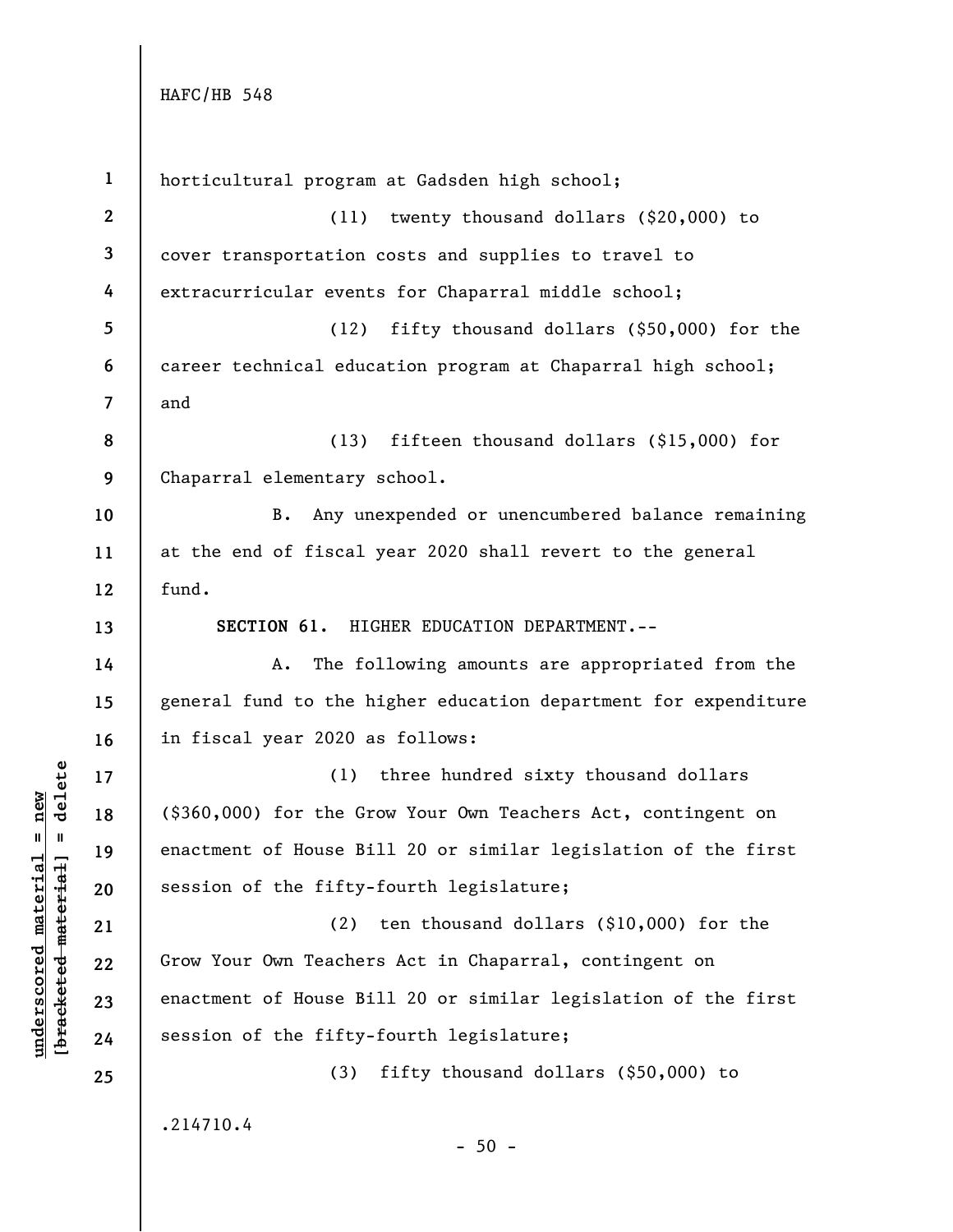horticultural program at Gadsden high school;

(11) twenty thousand dollars ($20,000) to cover transportation costs and supplies to travel to extracurricular events for Chaparral middle school;

(12) fifty thousand dollars ($50,000) for the career technical education program at Chaparral high school; and

(13) fifteen thousand dollars ($15,000) for Chaparral elementary school.

B. Any unexpended or unencumbered balance remaining at the end of fiscal year 2020 shall revert to the general fund.

**SECTION 61.** HIGHER EDUCATION DEPARTMENT.--

A. The following amounts are appropriated from the general fund to the higher education department for expenditure in fiscal year 2020 as follows:

(1) three hundred sixty thousand dollars ($360,000) for the Grow Your Own Teachers Act, contingent on enactment of House Bill 20 or similar legislation of the first session of the fifty-fourth legislature;

(2) ten thousand dollars ($10,000) for the Grow Your Own Teachers Act in Chaparral, contingent on enactment of House Bill 20 or similar legislation of the first session of the fifty-fourth legislature;

(3) fifty thousand dollars ($50,000) to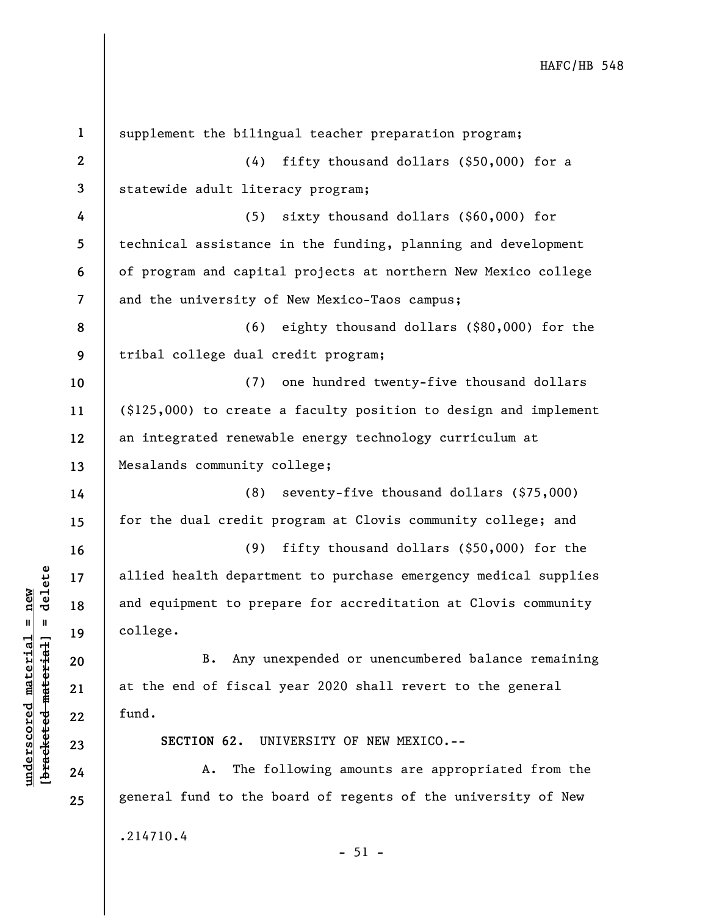supplement the bilingual teacher preparation program;

(4) fifty thousand dollars ($50,000) for a statewide adult literacy program;

(5) sixty thousand dollars ($60,000) for technical assistance in the funding, planning and development of program and capital projects at northern New Mexico college and the university of New Mexico-Taos campus;

(6) eighty thousand dollars ($80,000) for the tribal college dual credit program;

(7) one hundred twenty-five thousand dollars ($125,000) to create a faculty position to design and implement an integrated renewable energy technology curriculum at Mesalands community college;

(8) seventy-five thousand dollars ($75,000) for the dual credit program at Clovis community college; and

(9) fifty thousand dollars ($50,000) for the allied health department to purchase emergency medical supplies and equipment to prepare for accreditation at Clovis community college.

B. Any unexpended or unencumbered balance remaining at the end of fiscal year 2020 shall revert to the general fund.

**SECTION 62.** UNIVERSITY OF NEW MEXICO.--

A. The following amounts are appropriated from the general fund to the board of regents of the university of New

.214710.4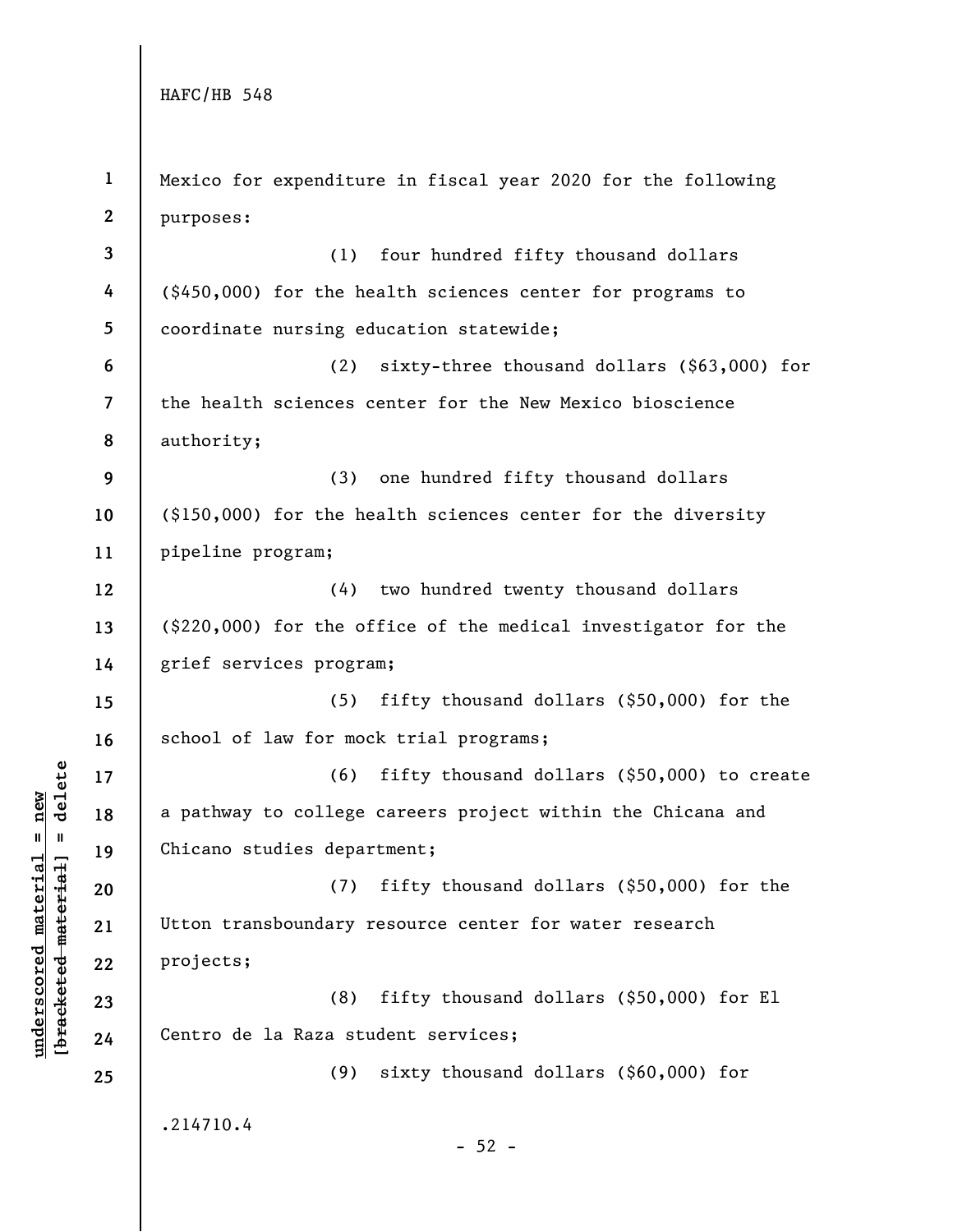Mexico for expenditure in fiscal year 2020 for the following purposes:

(1) four hundred fifty thousand dollars ($450,000) for the health sciences center for programs to coordinate nursing education statewide;

(2) sixty-three thousand dollars ($63,000) for the health sciences center for the New Mexico bioscience authority;

(3) one hundred fifty thousand dollars ($150,000) for the health sciences center for the diversity pipeline program;

(4) two hundred twenty thousand dollars ($220,000) for the office of the medical investigator for the grief services program;

(5) fifty thousand dollars ($50,000) for the school of law for mock trial programs;

(6) fifty thousand dollars ($50,000) to create a pathway to college careers project within the Chicana and Chicano studies department;

(7) fifty thousand dollars ($50,000) for the Utton transboundary resource center for water research projects;

(8) fifty thousand dollars ($50,000) for El Centro de la Raza student services;

(9) sixty thousand dollars ($60,000) for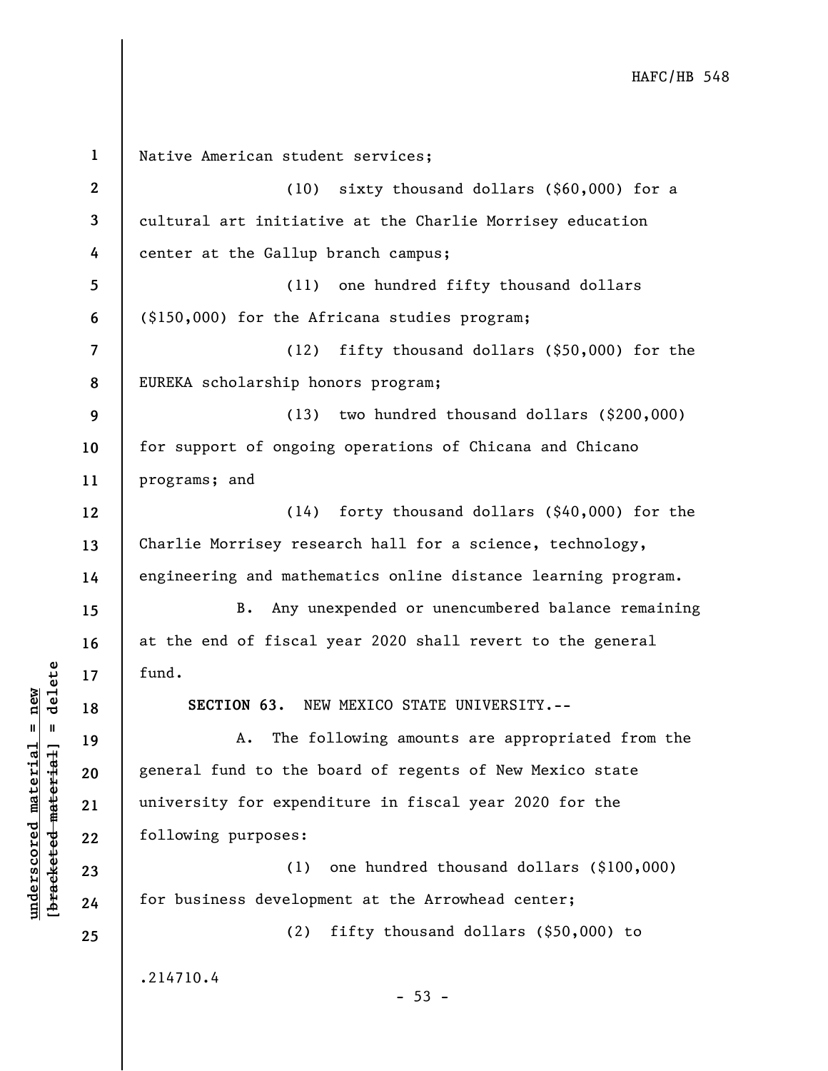Native American student services;

(10) sixty thousand dollars ($60,000) for a cultural art initiative at the Charlie Morrisey education center at the Gallup branch campus;

(11) one hundred fifty thousand dollars ($150,000) for the Africana studies program;

(12) fifty thousand dollars ($50,000) for the EUREKA scholarship honors program;

(13) two hundred thousand dollars ($200,000) for support of ongoing operations of Chicana and Chicano programs; and

(14) forty thousand dollars ($40,000) for the Charlie Morrisey research hall for a science, technology, engineering and mathematics online distance learning program.

B. Any unexpended or unencumbered balance remaining at the end of fiscal year 2020 shall revert to the general fund.

**SECTION 63.** NEW MEXICO STATE UNIVERSITY.--

A. The following amounts are appropriated from the general fund to the board of regents of New Mexico state university for expenditure in fiscal year 2020 for the following purposes:

(1) one hundred thousand dollars ($100,000) for business development at the Arrowhead center;

(2) fifty thousand dollars ($50,000) to

.214710.4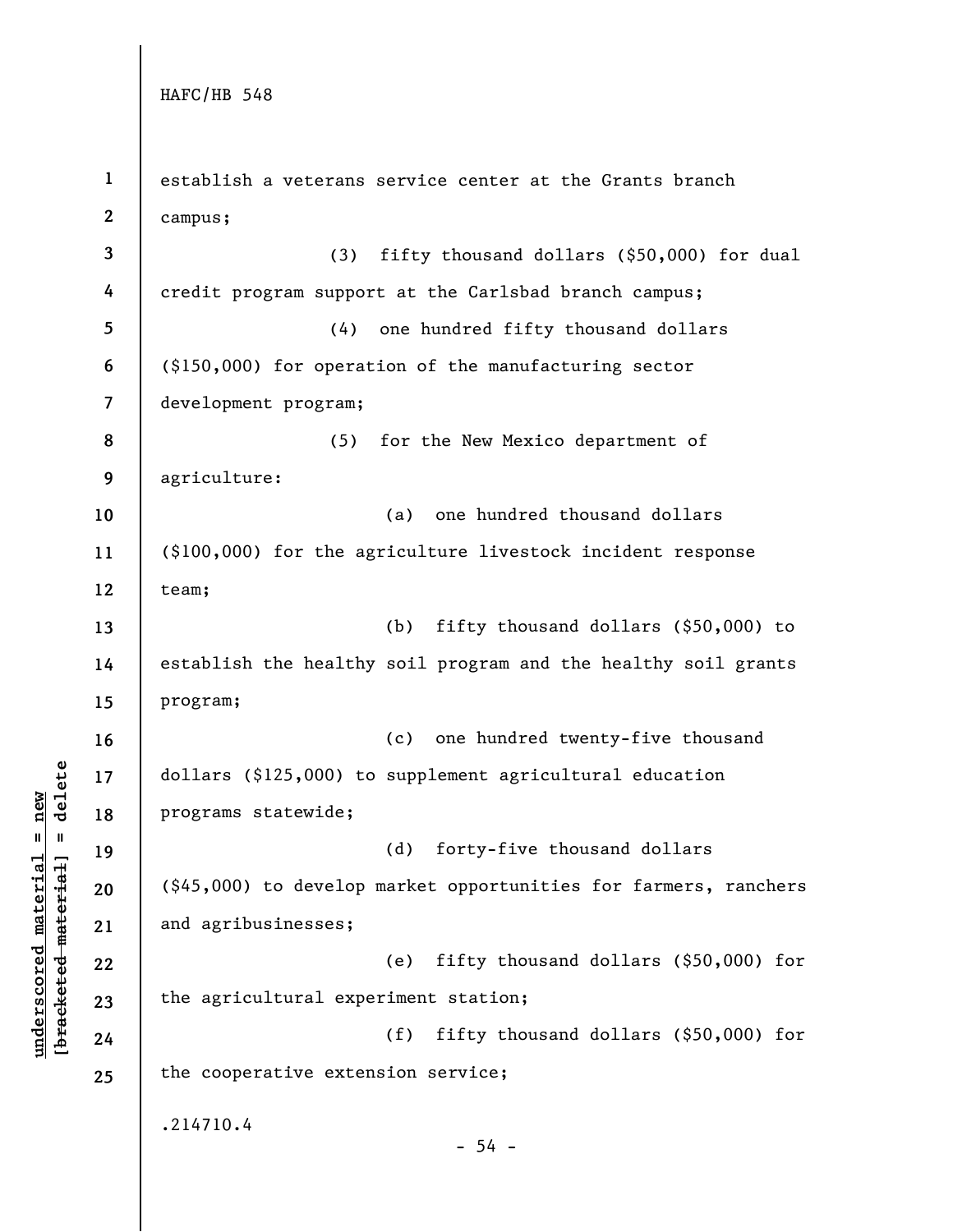establish a veterans service center at the Grants branch campus;

(3) fifty thousand dollars ($50,000) for dual credit program support at the Carlsbad branch campus;

(4) one hundred fifty thousand dollars ($150,000) for operation of the manufacturing sector development program;

(5) for the New Mexico department of agriculture:

(a) one hundred thousand dollars ($100,000) for the agriculture livestock incident response team;

(b) fifty thousand dollars ($50,000) to establish the healthy soil program and the healthy soil grants program;

(c) one hundred twenty-five thousand dollars ($125,000) to supplement agricultural education programs statewide;

(d) forty-five thousand dollars ($45,000) to develop market opportunities for farmers, ranchers and agribusinesses;

(e) fifty thousand dollars ($50,000) for the agricultural experiment station;

(f) fifty thousand dollars ($50,000) for the cooperative extension service;

.214710.4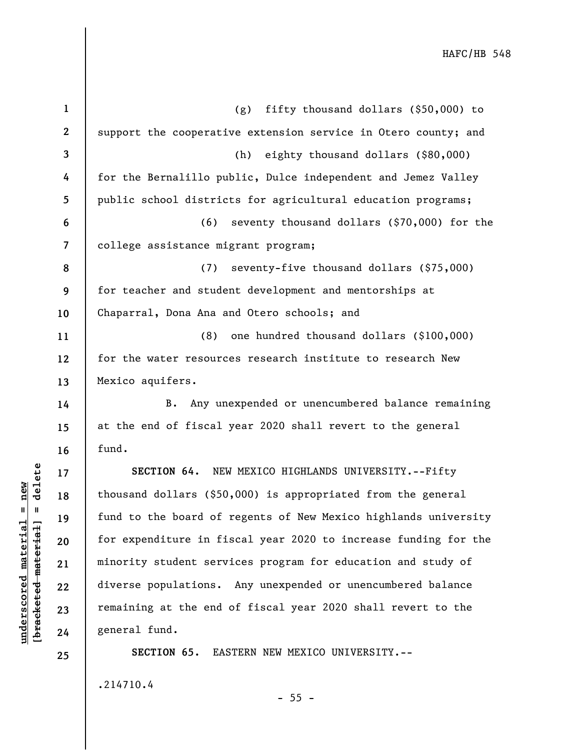(g) fifty thousand dollars ($50,000) to support the cooperative extension service in Otero county; and

(h) eighty thousand dollars ($80,000) for the Bernalillo public, Dulce independent and Jemez Valley public school districts for agricultural education programs;

(6) seventy thousand dollars ($70,000) for the college assistance migrant program;

(7) seventy-five thousand dollars ($75,000) for teacher and student development and mentorships at Chaparral, Dona Ana and Otero schools; and

(8) one hundred thousand dollars ($100,000) for the water resources research institute to research New Mexico aquifers.

B. Any unexpended or unencumbered balance remaining at the end of fiscal year 2020 shall revert to the general fund.

**SECTION 64.** NEW MEXICO HIGHLANDS UNIVERSITY.--Fifty thousand dollars ($50,000) is appropriated from the general fund to the board of regents of New Mexico highlands university for expenditure in fiscal year 2020 to increase funding for the minority student services program for education and study of diverse populations. Any unexpended or unencumbered balance remaining at the end of fiscal year 2020 shall revert to the general fund.

**SECTION 65.** EASTERN NEW MEXICO UNIVERSITY.--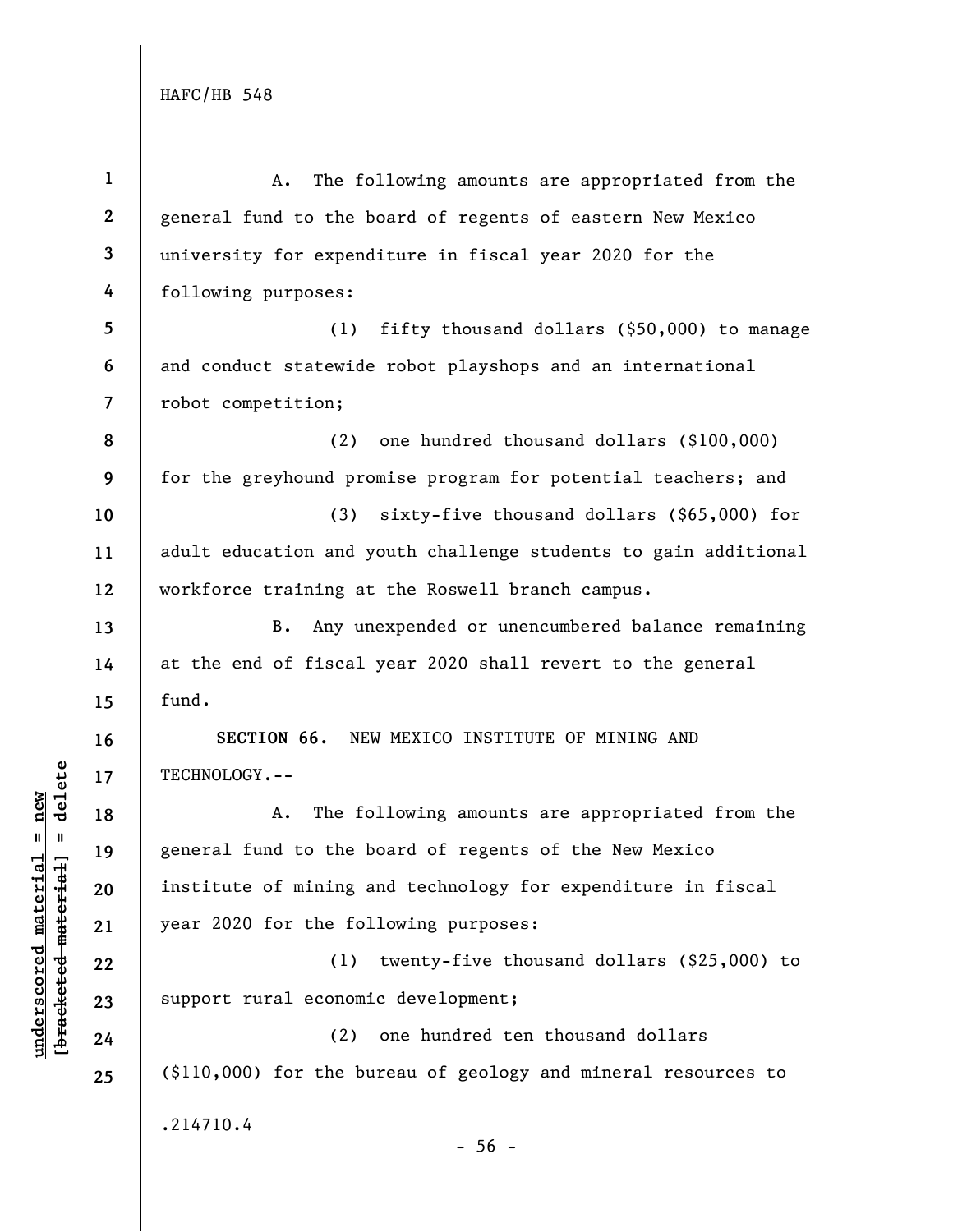A. The following amounts are appropriated from the general fund to the board of regents of eastern New Mexico university for expenditure in fiscal year 2020 for the following purposes:

(1) fifty thousand dollars ($50,000) to manage and conduct statewide robot playshops and an international robot competition;

(2) one hundred thousand dollars ($100,000) for the greyhound promise program for potential teachers; and

(3) sixty-five thousand dollars ($65,000) for adult education and youth challenge students to gain additional workforce training at the Roswell branch campus.

B. Any unexpended or unencumbered balance remaining at the end of fiscal year 2020 shall revert to the general fund.

**SECTION 66.** NEW MEXICO INSTITUTE OF MINING AND TECHNOLOGY.--

A. The following amounts are appropriated from the general fund to the board of regents of the New Mexico institute of mining and technology for expenditure in fiscal year 2020 for the following purposes:

(1) twenty-five thousand dollars ($25,000) to support rural economic development;

(2) one hundred ten thousand dollars ($110,000) for the bureau of geology and mineral resources to

.214710.4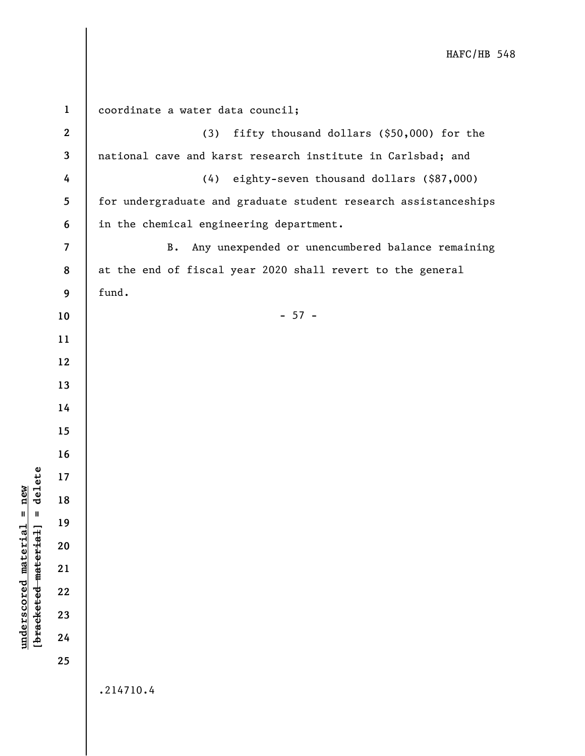coordinate a water data council;

(3) fifty thousand dollars ($50,000) for the national cave and karst research institute in Carlsbad; and

(4) eighty-seven thousand dollars ($87,000) for undergraduate and graduate student research assistanceships in the chemical engineering department.

B. Any unexpended or unencumbered balance remaining at the end of fiscal year 2020 shall revert to the general fund.